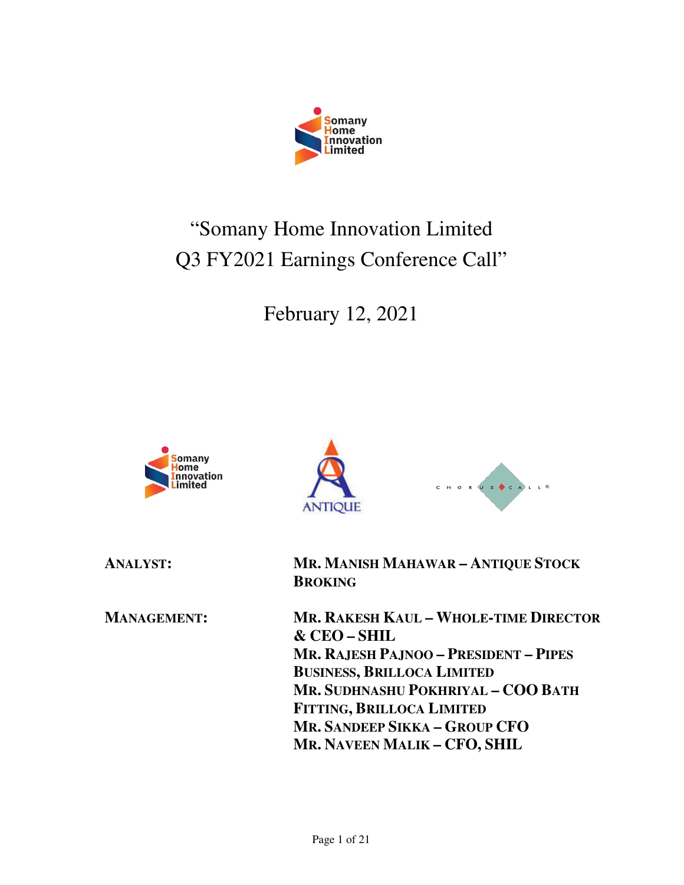# "Somany Home Innovation Limited Q3 FY2021 Earnings Conference Call"

## February 12, 2021

**ANALYST:** **MR. MANISH MAHAWAR – ANTIQUE STOCK BROKING**

**MANAGEMENT:** **MR. RAKESH KAUL – WHOLE-TIME DIRECTOR & CEO – SHIL**
**MR. RAJESH PAJNOO – PRESIDENT – PIPES BUSINESS, BRILLOCA LIMITED**
**MR. SUDHNASHU POKHRIYAL – COO BATH FITTING, BRILLOCA LIMITED**
**MR. SANDEEP SIKKA – GROUP CFO**
**MR. NAVEEN MALIK – CFO, SHIL**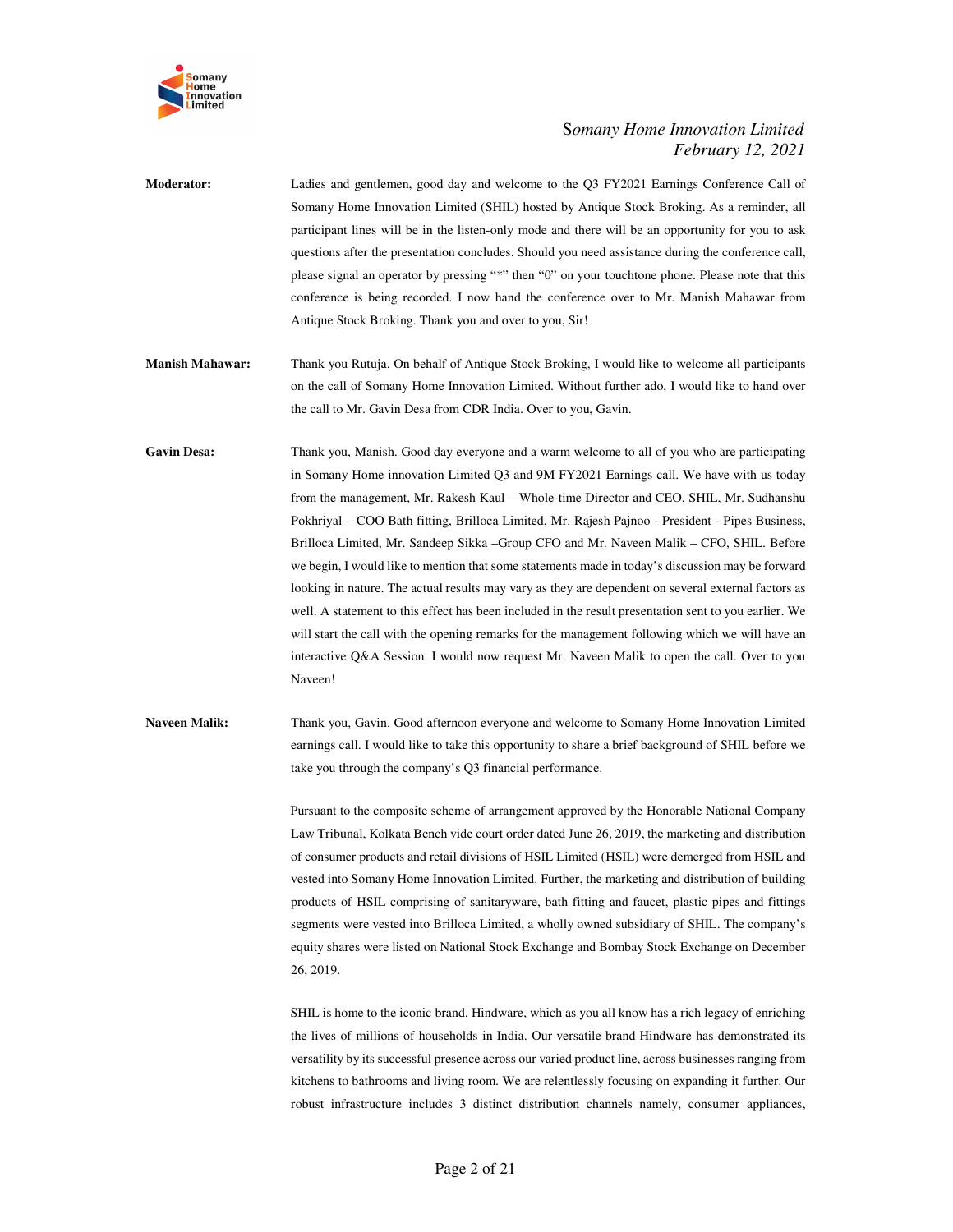**Moderator:** Ladies and gentlemen, good day and welcome to the Q3 FY2021 Earnings Conference Call of Somany Home Innovation Limited (SHIL) hosted by Antique Stock Broking. As a reminder, all participant lines will be in the listen-only mode and there will be an opportunity for you to ask questions after the presentation concludes. Should you need assistance during the conference call, please signal an operator by pressing "*" then "0" on your touchtone phone. Please note that this conference is being recorded. I now hand the conference over to Mr. Manish Mahawar from Antique Stock Broking. Thank you and over to you, Sir!

**Manish Mahawar:** Thank you Rutuja. On behalf of Antique Stock Broking, I would like to welcome all participants on the call of Somany Home Innovation Limited. Without further ado, I would like to hand over the call to Mr. Gavin Desa from CDR India. Over to you, Gavin.

**Gavin Desa:** Thank you, Manish. Good day everyone and a warm welcome to all of you who are participating in Somany Home innovation Limited Q3 and 9M FY2021 Earnings call. We have with us today from the management, Mr. Rakesh Kaul – Whole-time Director and CEO, SHIL, Mr. Sudhanshu Pokhriyal – COO Bath fitting, Brilloca Limited, Mr. Rajesh Pajnoo - President - Pipes Business, Brilloca Limited, Mr. Sandeep Sikka –Group CFO and Mr. Naveen Malik – CFO, SHIL. Before we begin, I would like to mention that some statements made in today's discussion may be forward looking in nature. The actual results may vary as they are dependent on several external factors as well. A statement to this effect has been included in the result presentation sent to you earlier. We will start the call with the opening remarks for the management following which we will have an interactive Q&A Session. I would now request Mr. Naveen Malik to open the call. Over to you Naveen!

**Naveen Malik:** Thank you, Gavin. Good afternoon everyone and welcome to Somany Home Innovation Limited earnings call. I would like to take this opportunity to share a brief background of SHIL before we take you through the company's Q3 financial performance.

Pursuant to the composite scheme of arrangement approved by the Honorable National Company Law Tribunal, Kolkata Bench vide court order dated June 26, 2019, the marketing and distribution of consumer products and retail divisions of HSIL Limited (HSIL) were demerged from HSIL and vested into Somany Home Innovation Limited. Further, the marketing and distribution of building products of HSIL comprising of sanitaryware, bath fitting and faucet, plastic pipes and fittings segments were vested into Brilloca Limited, a wholly owned subsidiary of SHIL. The company's equity shares were listed on National Stock Exchange and Bombay Stock Exchange on December 26, 2019.

SHIL is home to the iconic brand, Hindware, which as you all know has a rich legacy of enriching the lives of millions of households in India. Our versatile brand Hindware has demonstrated its versatility by its successful presence across our varied product line, across businesses ranging from kitchens to bathrooms and living room. We are relentlessly focusing on expanding it further. Our robust infrastructure includes 3 distinct distribution channels namely, consumer appliances,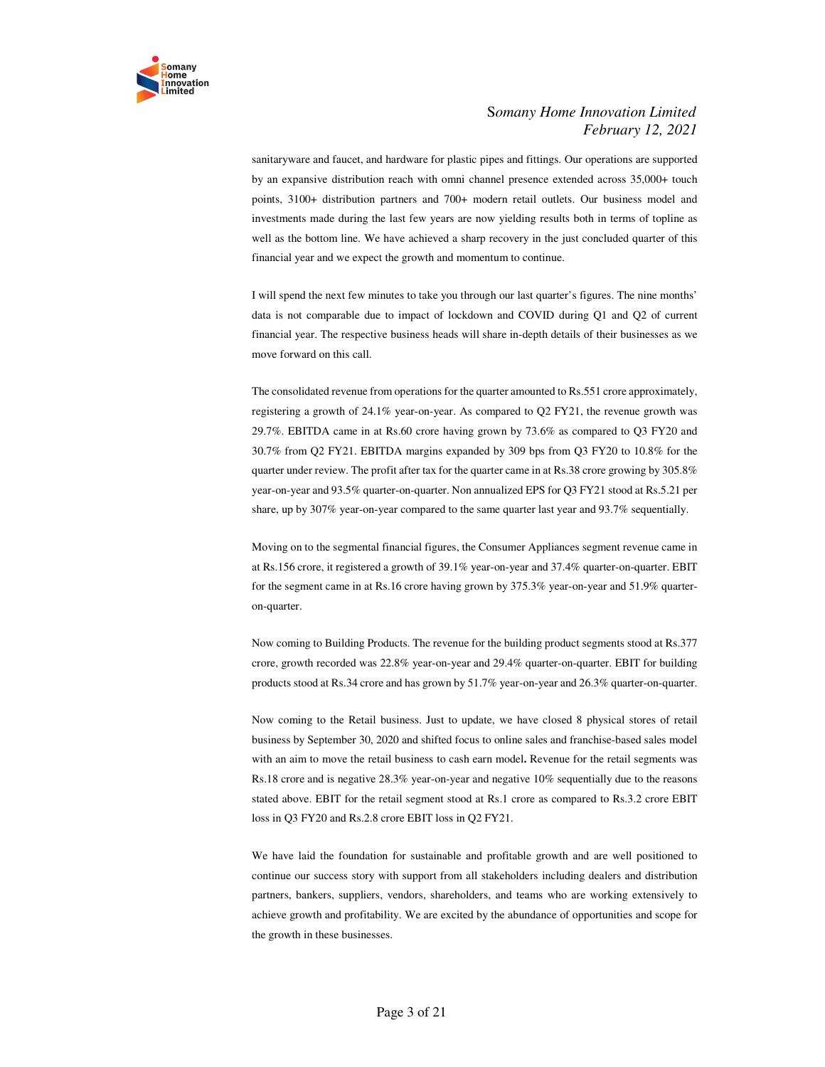sanitaryware and faucet, and hardware for plastic pipes and fittings. Our operations are supported by an expansive distribution reach with omni channel presence extended across 35,000+ touch points, 3100+ distribution partners and 700+ modern retail outlets. Our business model and investments made during the last few years are now yielding results both in terms of topline as well as the bottom line. We have achieved a sharp recovery in the just concluded quarter of this financial year and we expect the growth and momentum to continue.

I will spend the next few minutes to take you through our last quarter's figures. The nine months' data is not comparable due to impact of lockdown and COVID during Q1 and Q2 of current financial year. The respective business heads will share in-depth details of their businesses as we move forward on this call.

The consolidated revenue from operations for the quarter amounted to Rs.551 crore approximately, registering a growth of 24.1% year-on-year. As compared to Q2 FY21, the revenue growth was 29.7%. EBITDA came in at Rs.60 crore having grown by 73.6% as compared to Q3 FY20 and 30.7% from Q2 FY21. EBITDA margins expanded by 309 bps from Q3 FY20 to 10.8% for the quarter under review. The profit after tax for the quarter came in at Rs.38 crore growing by 305.8% year-on-year and 93.5% quarter-on-quarter. Non annualized EPS for Q3 FY21 stood at Rs.5.21 per share, up by 307% year-on-year compared to the same quarter last year and 93.7% sequentially.

Moving on to the segmental financial figures, the Consumer Appliances segment revenue came in at Rs.156 crore, it registered a growth of 39.1% year-on-year and 37.4% quarter-on-quarter. EBIT for the segment came in at Rs.16 crore having grown by 375.3% year-on-year and 51.9% quarter-on-quarter.

Now coming to Building Products. The revenue for the building product segments stood at Rs.377 crore, growth recorded was 22.8% year-on-year and 29.4% quarter-on-quarter. EBIT for building products stood at Rs.34 crore and has grown by 51.7% year-on-year and 26.3% quarter-on-quarter.

Now coming to the Retail business. Just to update, we have closed 8 physical stores of retail business by September 30, 2020 and shifted focus to online sales and franchise-based sales model with an aim to move the retail business to cash earn model**.** Revenue for the retail segments was Rs.18 crore and is negative 28.3% year-on-year and negative 10% sequentially due to the reasons stated above. EBIT for the retail segment stood at Rs.1 crore as compared to Rs.3.2 crore EBIT loss in Q3 FY20 and Rs.2.8 crore EBIT loss in Q2 FY21.

We have laid the foundation for sustainable and profitable growth and are well positioned to continue our success story with support from all stakeholders including dealers and distribution partners, bankers, suppliers, vendors, shareholders, and teams who are working extensively to achieve growth and profitability. We are excited by the abundance of opportunities and scope for the growth in these businesses.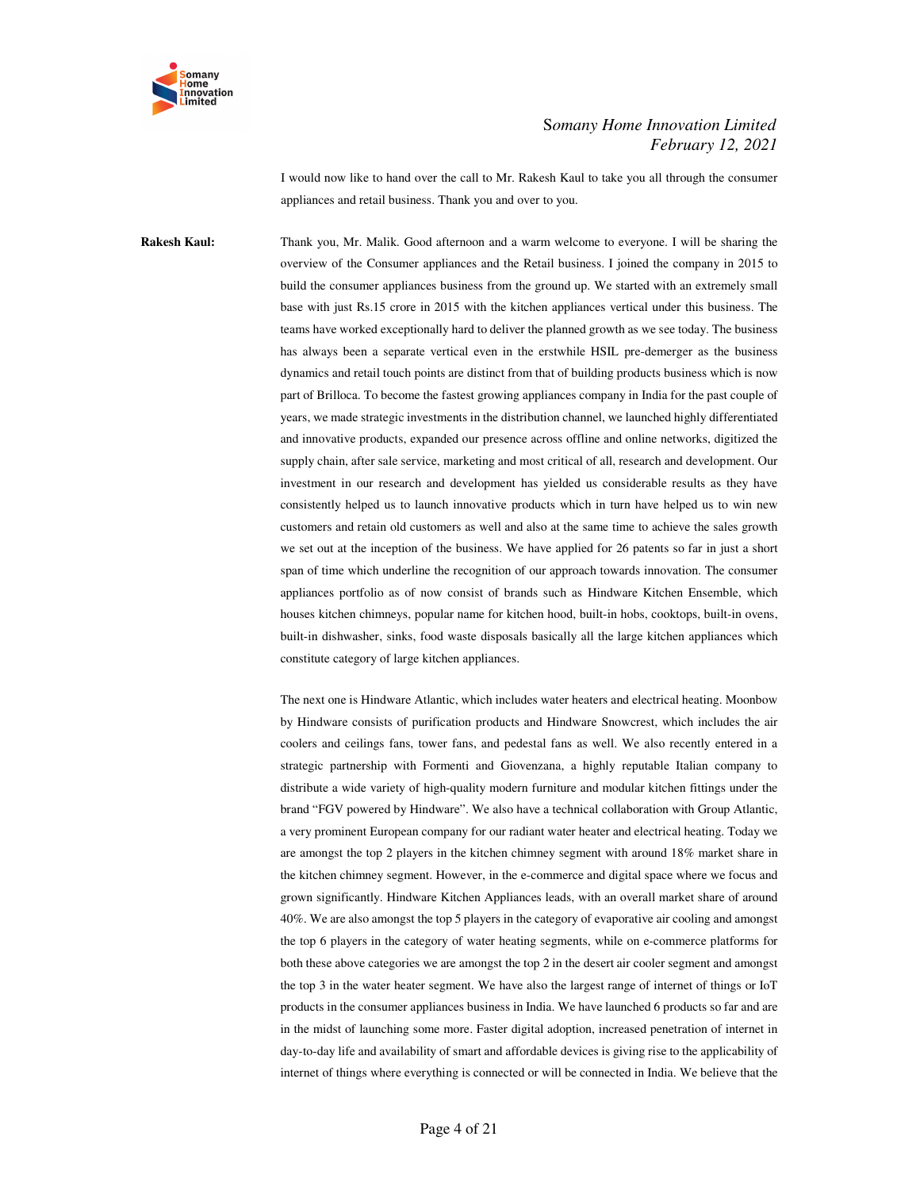I would now like to hand over the call to Mr. Rakesh Kaul to take you all through the consumer appliances and retail business. Thank you and over to you.

**Rakesh Kaul:** Thank you, Mr. Malik. Good afternoon and a warm welcome to everyone. I will be sharing the overview of the Consumer appliances and the Retail business. I joined the company in 2015 to build the consumer appliances business from the ground up. We started with an extremely small base with just Rs.15 crore in 2015 with the kitchen appliances vertical under this business. The teams have worked exceptionally hard to deliver the planned growth as we see today. The business has always been a separate vertical even in the erstwhile HSIL pre-demerger as the business dynamics and retail touch points are distinct from that of building products business which is now part of Brilloca. To become the fastest growing appliances company in India for the past couple of years, we made strategic investments in the distribution channel, we launched highly differentiated and innovative products, expanded our presence across offline and online networks, digitized the supply chain, after sale service, marketing and most critical of all, research and development. Our investment in our research and development has yielded us considerable results as they have consistently helped us to launch innovative products which in turn have helped us to win new customers and retain old customers as well and also at the same time to achieve the sales growth we set out at the inception of the business. We have applied for 26 patents so far in just a short span of time which underline the recognition of our approach towards innovation. The consumer appliances portfolio as of now consist of brands such as Hindware Kitchen Ensemble, which houses kitchen chimneys, popular name for kitchen hood, built-in hobs, cooktops, built-in ovens, built-in dishwasher, sinks, food waste disposals basically all the large kitchen appliances which constitute category of large kitchen appliances.

The next one is Hindware Atlantic, which includes water heaters and electrical heating. Moonbow by Hindware consists of purification products and Hindware Snowcrest, which includes the air coolers and ceilings fans, tower fans, and pedestal fans as well. We also recently entered in a strategic partnership with Formenti and Giovenzana, a highly reputable Italian company to distribute a wide variety of high-quality modern furniture and modular kitchen fittings under the brand "FGV powered by Hindware". We also have a technical collaboration with Group Atlantic, a very prominent European company for our radiant water heater and electrical heating. Today we are amongst the top 2 players in the kitchen chimney segment with around 18% market share in the kitchen chimney segment. However, in the e-commerce and digital space where we focus and grown significantly. Hindware Kitchen Appliances leads, with an overall market share of around 40%. We are also amongst the top 5 players in the category of evaporative air cooling and amongst the top 6 players in the category of water heating segments, while on e-commerce platforms for both these above categories we are amongst the top 2 in the desert air cooler segment and amongst the top 3 in the water heater segment. We have also the largest range of internet of things or IoT products in the consumer appliances business in India. We have launched 6 products so far and are in the midst of launching some more. Faster digital adoption, increased penetration of internet in day-to-day life and availability of smart and affordable devices is giving rise to the applicability of internet of things where everything is connected or will be connected in India. We believe that the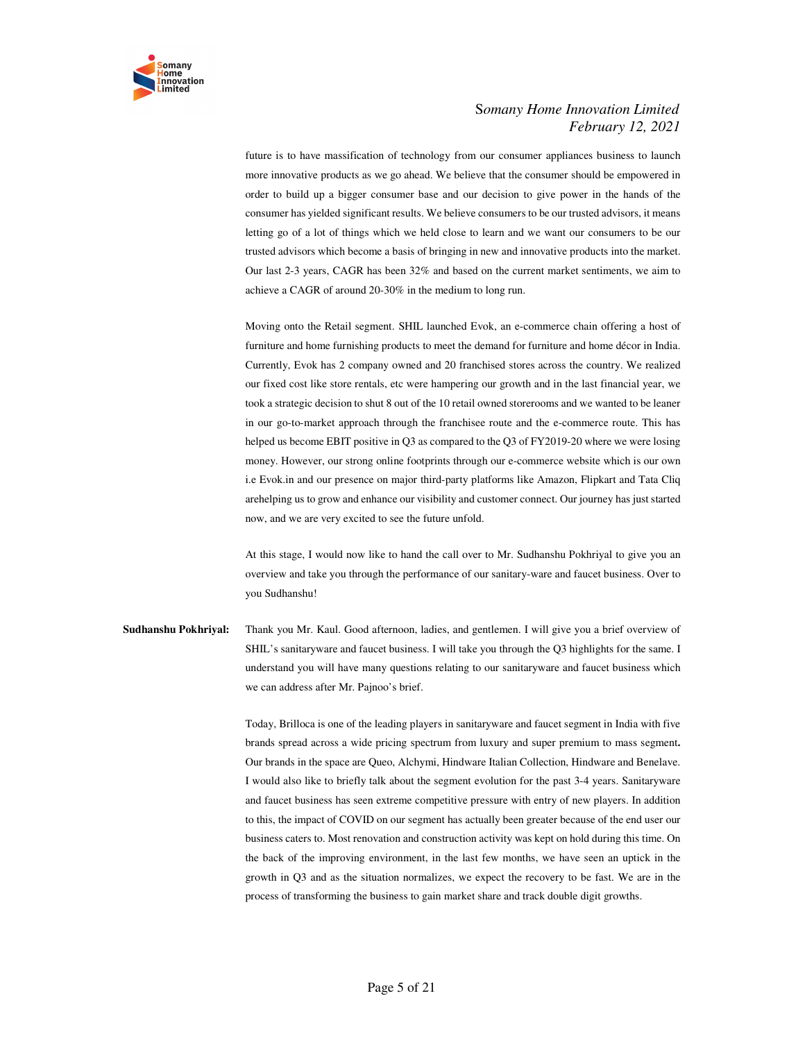future is to have massification of technology from our consumer appliances business to launch more innovative products as we go ahead. We believe that the consumer should be empowered in order to build up a bigger consumer base and our decision to give power in the hands of the consumer has yielded significant results. We believe consumers to be our trusted advisors, it means letting go of a lot of things which we held close to learn and we want our consumers to be our trusted advisors which become a basis of bringing in new and innovative products into the market. Our last 2-3 years, CAGR has been 32% and based on the current market sentiments, we aim to achieve a CAGR of around 20-30% in the medium to long run.

Moving onto the Retail segment. SHIL launched Evok, an e-commerce chain offering a host of furniture and home furnishing products to meet the demand for furniture and home décor in India. Currently, Evok has 2 company owned and 20 franchised stores across the country. We realized our fixed cost like store rentals, etc were hampering our growth and in the last financial year, we took a strategic decision to shut 8 out of the 10 retail owned storerooms and we wanted to be leaner in our go-to-market approach through the franchisee route and the e-commerce route. This has helped us become EBIT positive in Q3 as compared to the Q3 of FY2019-20 where we were losing money. However, our strong online footprints through our e-commerce website which is our own i.e Evok.in and our presence on major third-party platforms like Amazon, Flipkart and Tata Cliq arehelping us to grow and enhance our visibility and customer connect. Our journey has just started now, and we are very excited to see the future unfold.

At this stage, I would now like to hand the call over to Mr. Sudhanshu Pokhriyal to give you an overview and take you through the performance of our sanitary-ware and faucet business. Over to you Sudhanshu!

**Sudhanshu Pokhriyal:** Thank you Mr. Kaul. Good afternoon, ladies, and gentlemen. I will give you a brief overview of SHIL's sanitaryware and faucet business. I will take you through the Q3 highlights for the same. I understand you will have many questions relating to our sanitaryware and faucet business which we can address after Mr. Pajnoo's brief.

Today, Brilloca is one of the leading players in sanitaryware and faucet segment in India with five brands spread across a wide pricing spectrum from luxury and super premium to mass segment**.** Our brands in the space are Queo, Alchymi, Hindware Italian Collection, Hindware and Benelave. I would also like to briefly talk about the segment evolution for the past 3-4 years. Sanitaryware and faucet business has seen extreme competitive pressure with entry of new players. In addition to this, the impact of COVID on our segment has actually been greater because of the end user our business caters to. Most renovation and construction activity was kept on hold during this time. On the back of the improving environment, in the last few months, we have seen an uptick in the growth in Q3 and as the situation normalizes, we expect the recovery to be fast. We are in the process of transforming the business to gain market share and track double digit growths.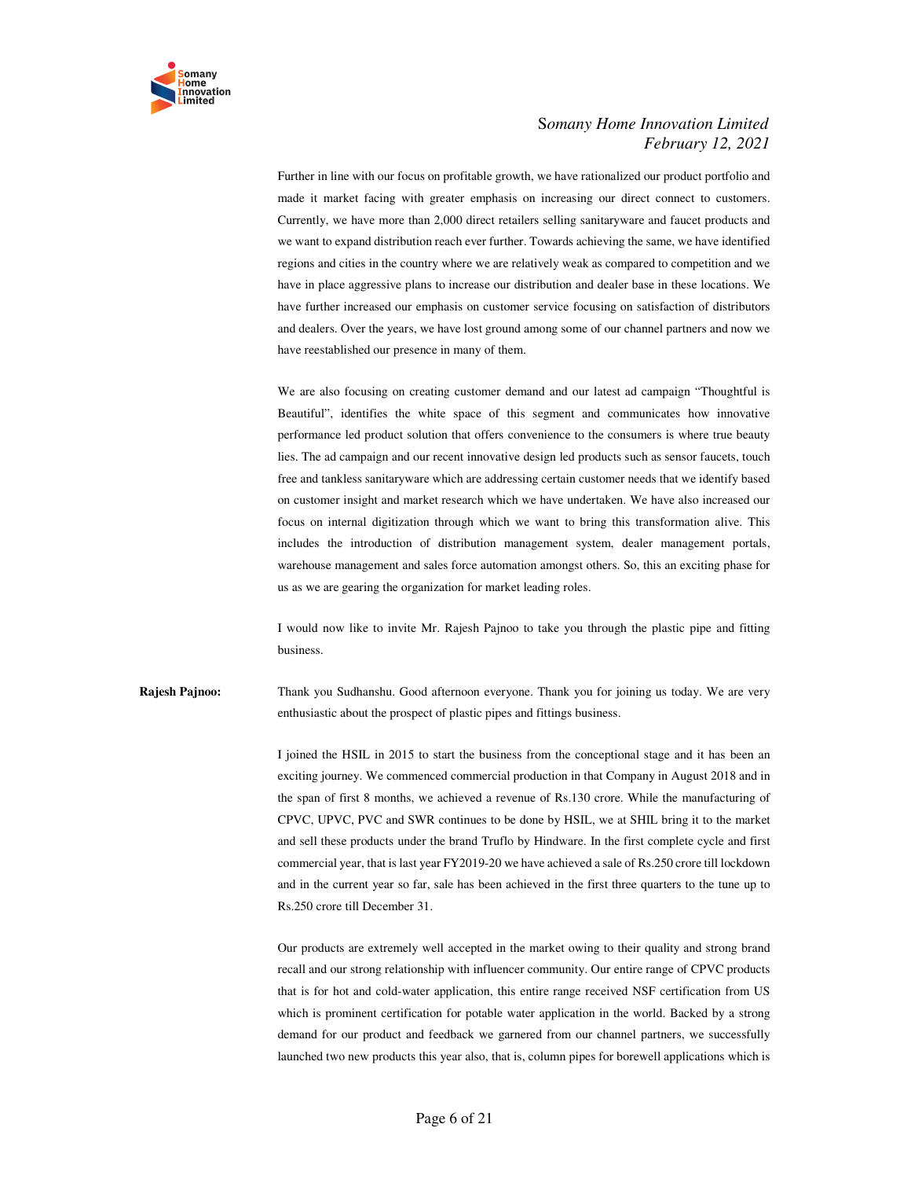Further in line with our focus on profitable growth, we have rationalized our product portfolio and made it market facing with greater emphasis on increasing our direct connect to customers. Currently, we have more than 2,000 direct retailers selling sanitaryware and faucet products and we want to expand distribution reach ever further. Towards achieving the same, we have identified regions and cities in the country where we are relatively weak as compared to competition and we have in place aggressive plans to increase our distribution and dealer base in these locations. We have further increased our emphasis on customer service focusing on satisfaction of distributors and dealers. Over the years, we have lost ground among some of our channel partners and now we have reestablished our presence in many of them.

We are also focusing on creating customer demand and our latest ad campaign "Thoughtful is Beautiful", identifies the white space of this segment and communicates how innovative performance led product solution that offers convenience to the consumers is where true beauty lies. The ad campaign and our recent innovative design led products such as sensor faucets, touch free and tankless sanitaryware which are addressing certain customer needs that we identify based on customer insight and market research which we have undertaken. We have also increased our focus on internal digitization through which we want to bring this transformation alive. This includes the introduction of distribution management system, dealer management portals, warehouse management and sales force automation amongst others. So, this an exciting phase for us as we are gearing the organization for market leading roles.

I would now like to invite Mr. Rajesh Pajnoo to take you through the plastic pipe and fitting business.

**Rajesh Pajnoo:** Thank you Sudhanshu. Good afternoon everyone. Thank you for joining us today. We are very enthusiastic about the prospect of plastic pipes and fittings business.

I joined the HSIL in 2015 to start the business from the conceptional stage and it has been an exciting journey. We commenced commercial production in that Company in August 2018 and in the span of first 8 months, we achieved a revenue of Rs.130 crore. While the manufacturing of CPVC, UPVC, PVC and SWR continues to be done by HSIL, we at SHIL bring it to the market and sell these products under the brand Truflo by Hindware. In the first complete cycle and first commercial year, that is last year FY2019-20 we have achieved a sale of Rs.250 crore till lockdown and in the current year so far, sale has been achieved in the first three quarters to the tune up to Rs.250 crore till December 31.

Our products are extremely well accepted in the market owing to their quality and strong brand recall and our strong relationship with influencer community. Our entire range of CPVC products that is for hot and cold-water application, this entire range received NSF certification from US which is prominent certification for potable water application in the world. Backed by a strong demand for our product and feedback we garnered from our channel partners, we successfully launched two new products this year also, that is, column pipes for borewell applications which is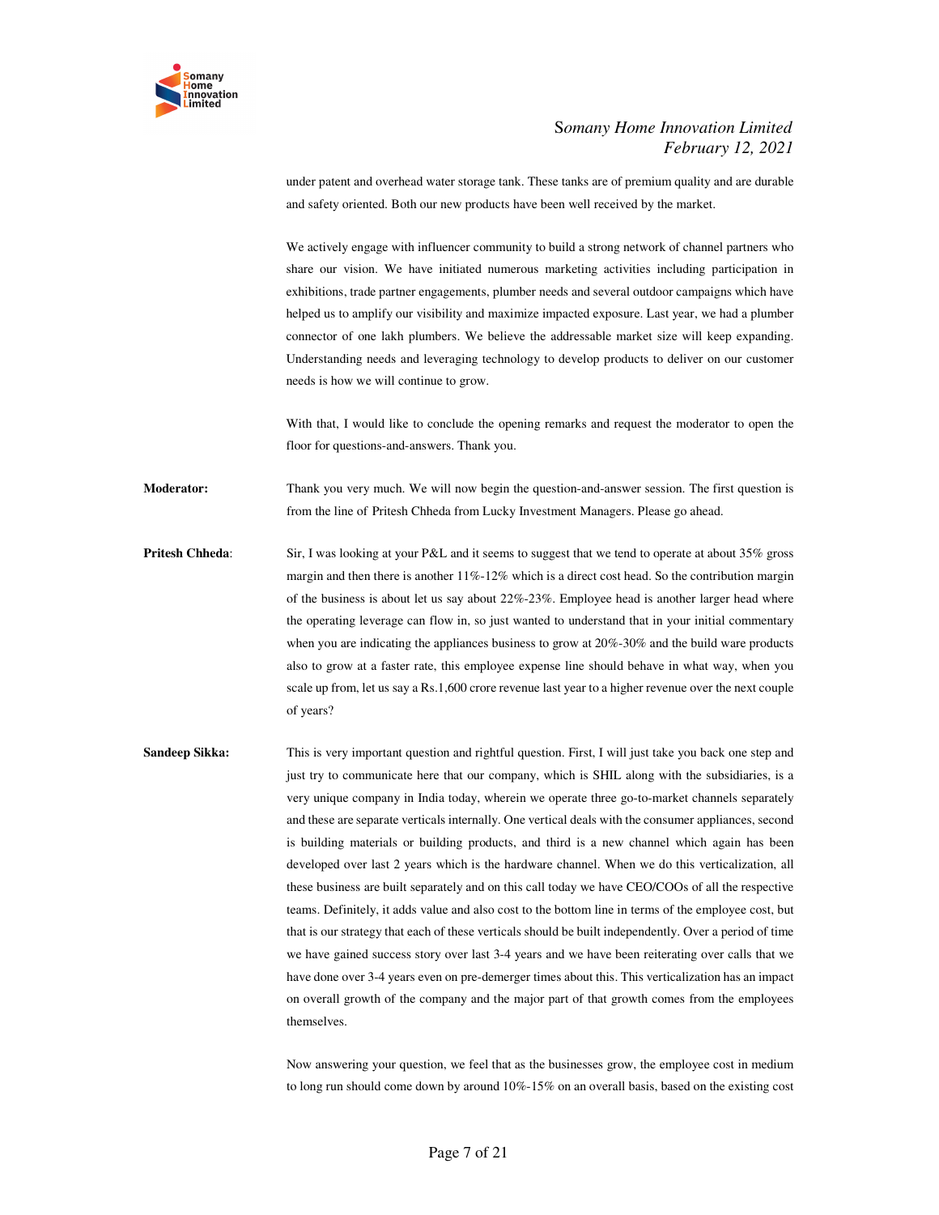under patent and overhead water storage tank. These tanks are of premium quality and are durable and safety oriented. Both our new products have been well received by the market.

We actively engage with influencer community to build a strong network of channel partners who share our vision. We have initiated numerous marketing activities including participation in exhibitions, trade partner engagements, plumber needs and several outdoor campaigns which have helped us to amplify our visibility and maximize impacted exposure. Last year, we had a plumber connector of one lakh plumbers. We believe the addressable market size will keep expanding. Understanding needs and leveraging technology to develop products to deliver on our customer needs is how we will continue to grow.

With that, I would like to conclude the opening remarks and request the moderator to open the floor for questions-and-answers. Thank you.

**Moderator:** Thank you very much. We will now begin the question-and-answer session. The first question is from the line of Pritesh Chheda from Lucky Investment Managers. Please go ahead.

**Pritesh Chheda**: Sir, I was looking at your P&L and it seems to suggest that we tend to operate at about 35% gross margin and then there is another 11%-12% which is a direct cost head. So the contribution margin of the business is about let us say about 22%-23%. Employee head is another larger head where the operating leverage can flow in, so just wanted to understand that in your initial commentary when you are indicating the appliances business to grow at 20%-30% and the build ware products also to grow at a faster rate, this employee expense line should behave in what way, when you scale up from, let us say a Rs.1,600 crore revenue last year to a higher revenue over the next couple of years?

**Sandeep Sikka:** This is very important question and rightful question. First, I will just take you back one step and just try to communicate here that our company, which is SHIL along with the subsidiaries, is a very unique company in India today, wherein we operate three go-to-market channels separately and these are separate verticals internally. One vertical deals with the consumer appliances, second is building materials or building products, and third is a new channel which again has been developed over last 2 years which is the hardware channel. When we do this verticalization, all these business are built separately and on this call today we have CEO/COOs of all the respective teams. Definitely, it adds value and also cost to the bottom line in terms of the employee cost, but that is our strategy that each of these verticals should be built independently. Over a period of time we have gained success story over last 3-4 years and we have been reiterating over calls that we have done over 3-4 years even on pre-demerger times about this. This verticalization has an impact on overall growth of the company and the major part of that growth comes from the employees themselves.

Now answering your question, we feel that as the businesses grow, the employee cost in medium to long run should come down by around 10%-15% on an overall basis, based on the existing cost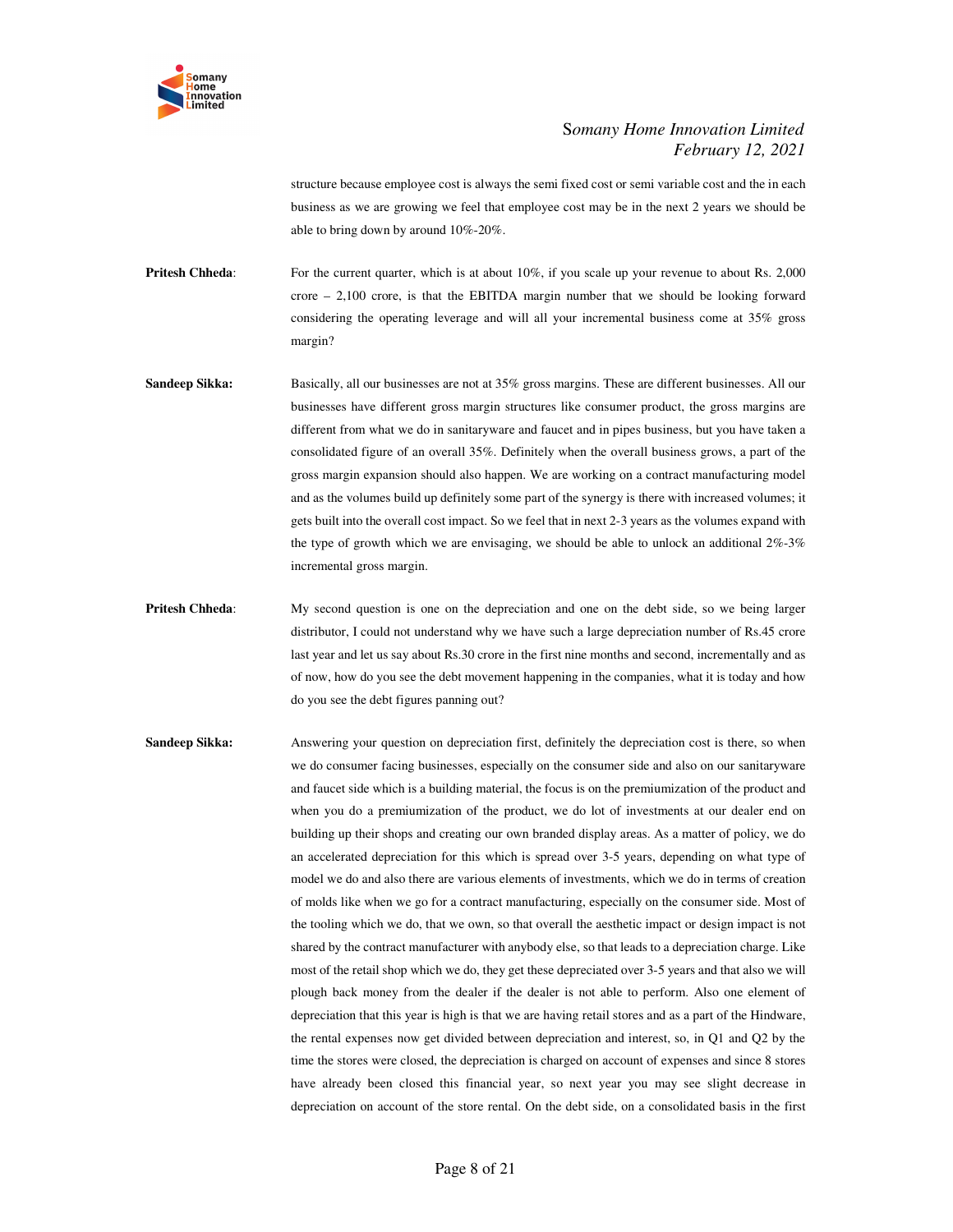structure because employee cost is always the semi fixed cost or semi variable cost and the in each business as we are growing we feel that employee cost may be in the next 2 years we should be able to bring down by around 10%-20%.

**Pritesh Chheda**: For the current quarter, which is at about 10%, if you scale up your revenue to about Rs. 2,000 crore – 2,100 crore, is that the EBITDA margin number that we should be looking forward considering the operating leverage and will all your incremental business come at 35% gross margin?

**Sandeep Sikka:** Basically, all our businesses are not at 35% gross margins. These are different businesses. All our businesses have different gross margin structures like consumer product, the gross margins are different from what we do in sanitaryware and faucet and in pipes business, but you have taken a consolidated figure of an overall 35%. Definitely when the overall business grows, a part of the gross margin expansion should also happen. We are working on a contract manufacturing model and as the volumes build up definitely some part of the synergy is there with increased volumes; it gets built into the overall cost impact. So we feel that in next 2-3 years as the volumes expand with the type of growth which we are envisaging, we should be able to unlock an additional 2%-3% incremental gross margin.

**Pritesh Chheda**: My second question is one on the depreciation and one on the debt side, so we being larger distributor, I could not understand why we have such a large depreciation number of Rs.45 crore last year and let us say about Rs.30 crore in the first nine months and second, incrementally and as of now, how do you see the debt movement happening in the companies, what it is today and how do you see the debt figures panning out?

**Sandeep Sikka:** Answering your question on depreciation first, definitely the depreciation cost is there, so when we do consumer facing businesses, especially on the consumer side and also on our sanitaryware and faucet side which is a building material, the focus is on the premiumization of the product and when you do a premiumization of the product, we do lot of investments at our dealer end on building up their shops and creating our own branded display areas. As a matter of policy, we do an accelerated depreciation for this which is spread over 3-5 years, depending on what type of model we do and also there are various elements of investments, which we do in terms of creation of molds like when we go for a contract manufacturing, especially on the consumer side. Most of the tooling which we do, that we own, so that overall the aesthetic impact or design impact is not shared by the contract manufacturer with anybody else, so that leads to a depreciation charge. Like most of the retail shop which we do, they get these depreciated over 3-5 years and that also we will plough back money from the dealer if the dealer is not able to perform. Also one element of depreciation that this year is high is that we are having retail stores and as a part of the Hindware, the rental expenses now get divided between depreciation and interest, so, in Q1 and Q2 by the time the stores were closed, the depreciation is charged on account of expenses and since 8 stores have already been closed this financial year, so next year you may see slight decrease in depreciation on account of the store rental. On the debt side, on a consolidated basis in the first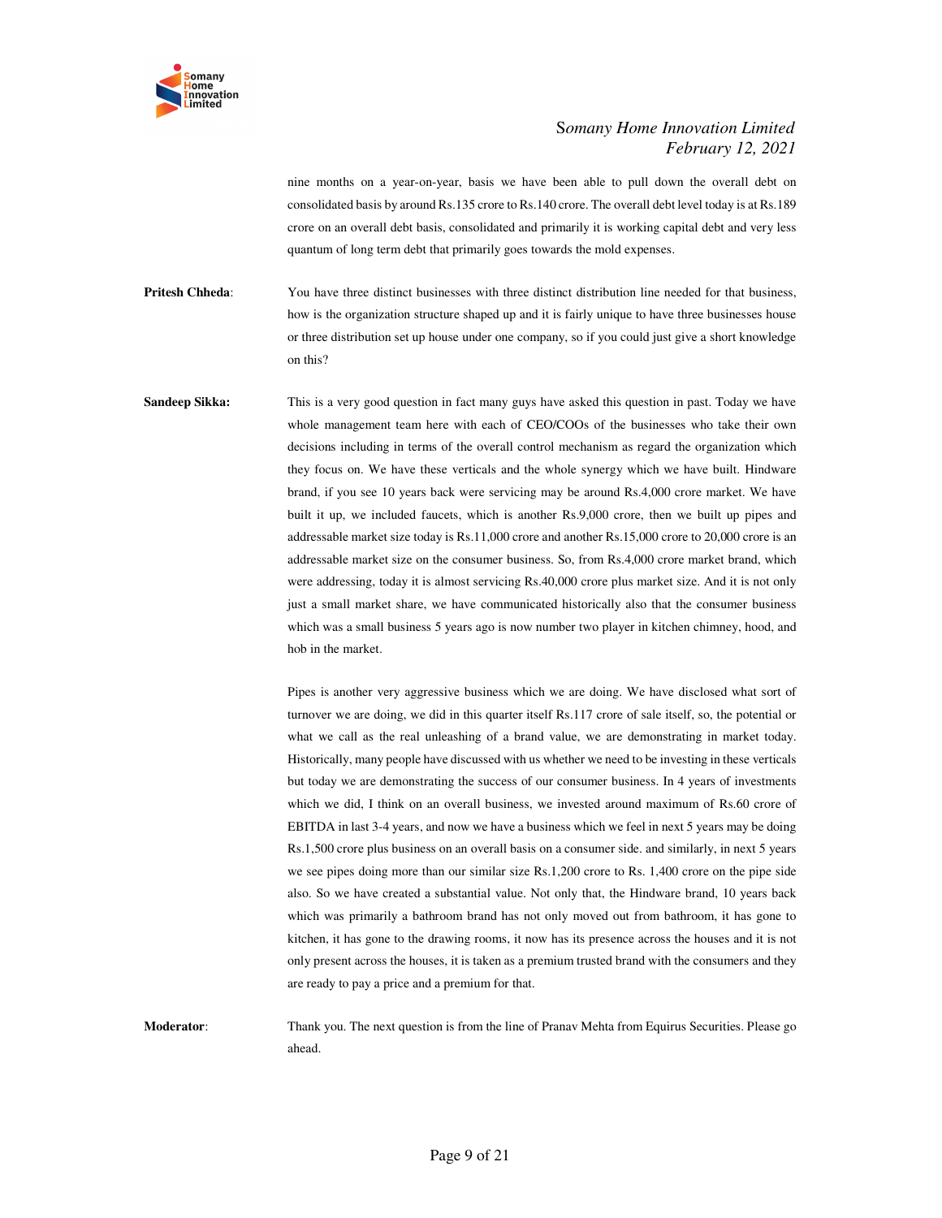nine months on a year-on-year, basis we have been able to pull down the overall debt on consolidated basis by around Rs.135 crore to Rs.140 crore. The overall debt level today is at Rs.189 crore on an overall debt basis, consolidated and primarily it is working capital debt and very less quantum of long term debt that primarily goes towards the mold expenses.

**Pritesh Chheda**: You have three distinct businesses with three distinct distribution line needed for that business, how is the organization structure shaped up and it is fairly unique to have three businesses house or three distribution set up house under one company, so if you could just give a short knowledge on this?

**Sandeep Sikka:** This is a very good question in fact many guys have asked this question in past. Today we have whole management team here with each of CEO/COOs of the businesses who take their own decisions including in terms of the overall control mechanism as regard the organization which they focus on. We have these verticals and the whole synergy which we have built. Hindware brand, if you see 10 years back were servicing may be around Rs.4,000 crore market. We have built it up, we included faucets, which is another Rs.9,000 crore, then we built up pipes and addressable market size today is Rs.11,000 crore and another Rs.15,000 crore to 20,000 crore is an addressable market size on the consumer business. So, from Rs.4,000 crore market brand, which were addressing, today it is almost servicing Rs.40,000 crore plus market size. And it is not only just a small market share, we have communicated historically also that the consumer business which was a small business 5 years ago is now number two player in kitchen chimney, hood, and hob in the market.

Pipes is another very aggressive business which we are doing. We have disclosed what sort of turnover we are doing, we did in this quarter itself Rs.117 crore of sale itself, so, the potential or what we call as the real unleashing of a brand value, we are demonstrating in market today. Historically, many people have discussed with us whether we need to be investing in these verticals but today we are demonstrating the success of our consumer business. In 4 years of investments which we did, I think on an overall business, we invested around maximum of Rs.60 crore of EBITDA in last 3-4 years, and now we have a business which we feel in next 5 years may be doing Rs.1,500 crore plus business on an overall basis on a consumer side. and similarly, in next 5 years we see pipes doing more than our similar size Rs.1,200 crore to Rs. 1,400 crore on the pipe side also. So we have created a substantial value. Not only that, the Hindware brand, 10 years back which was primarily a bathroom brand has not only moved out from bathroom, it has gone to kitchen, it has gone to the drawing rooms, it now has its presence across the houses and it is not only present across the houses, it is taken as a premium trusted brand with the consumers and they are ready to pay a price and a premium for that.

**Moderator**: Thank you. The next question is from the line of Pranav Mehta from Equirus Securities. Please go ahead.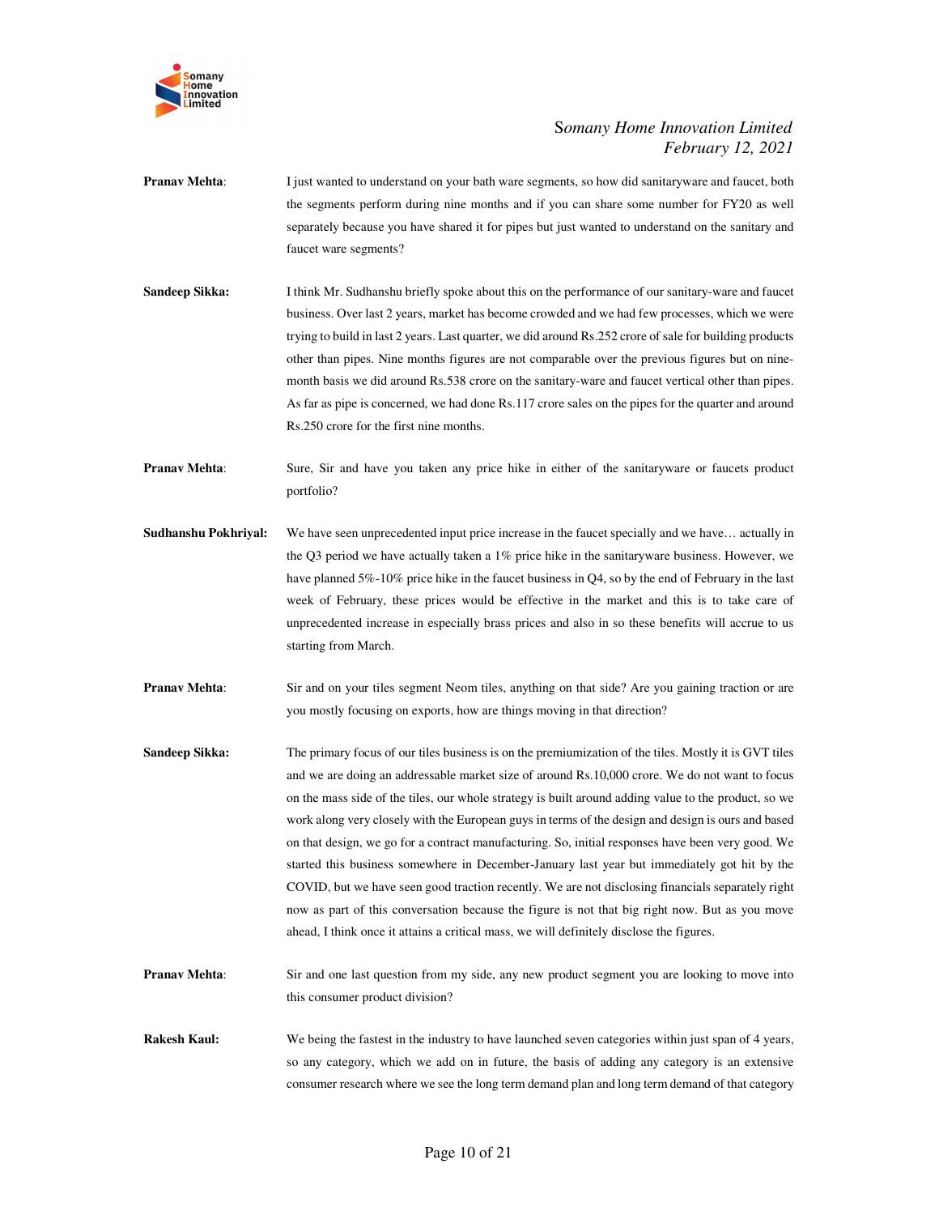**Pranav Mehta**: I just wanted to understand on your bath ware segments, so how did sanitaryware and faucet, both the segments perform during nine months and if you can share some number for FY20 as well separately because you have shared it for pipes but just wanted to understand on the sanitary and faucet ware segments?

**Sandeep Sikka:** I think Mr. Sudhanshu briefly spoke about this on the performance of our sanitary-ware and faucet business. Over last 2 years, market has become crowded and we had few processes, which we were trying to build in last 2 years. Last quarter, we did around Rs.252 crore of sale for building products other than pipes. Nine months figures are not comparable over the previous figures but on nine-month basis we did around Rs.538 crore on the sanitary-ware and faucet vertical other than pipes. As far as pipe is concerned, we had done Rs.117 crore sales on the pipes for the quarter and around Rs.250 crore for the first nine months.

**Pranav Mehta**: Sure, Sir and have you taken any price hike in either of the sanitaryware or faucets product portfolio?

**Sudhanshu Pokhriyal:** We have seen unprecedented input price increase in the faucet specially and we have… actually in the Q3 period we have actually taken a 1% price hike in the sanitaryware business. However, we have planned 5%-10% price hike in the faucet business in Q4, so by the end of February in the last week of February, these prices would be effective in the market and this is to take care of unprecedented increase in especially brass prices and also in so these benefits will accrue to us starting from March.

**Pranav Mehta**: Sir and on your tiles segment Neom tiles, anything on that side? Are you gaining traction or are you mostly focusing on exports, how are things moving in that direction?

**Sandeep Sikka:** The primary focus of our tiles business is on the premiumization of the tiles. Mostly it is GVT tiles and we are doing an addressable market size of around Rs.10,000 crore. We do not want to focus on the mass side of the tiles, our whole strategy is built around adding value to the product, so we work along very closely with the European guys in terms of the design and design is ours and based on that design, we go for a contract manufacturing. So, initial responses have been very good. We started this business somewhere in December-January last year but immediately got hit by the COVID, but we have seen good traction recently. We are not disclosing financials separately right now as part of this conversation because the figure is not that big right now. But as you move ahead, I think once it attains a critical mass, we will definitely disclose the figures.

**Pranav Mehta**: Sir and one last question from my side, any new product segment you are looking to move into this consumer product division?

**Rakesh Kaul:** We being the fastest in the industry to have launched seven categories within just span of 4 years, so any category, which we add on in future, the basis of adding any category is an extensive consumer research where we see the long term demand plan and long term demand of that category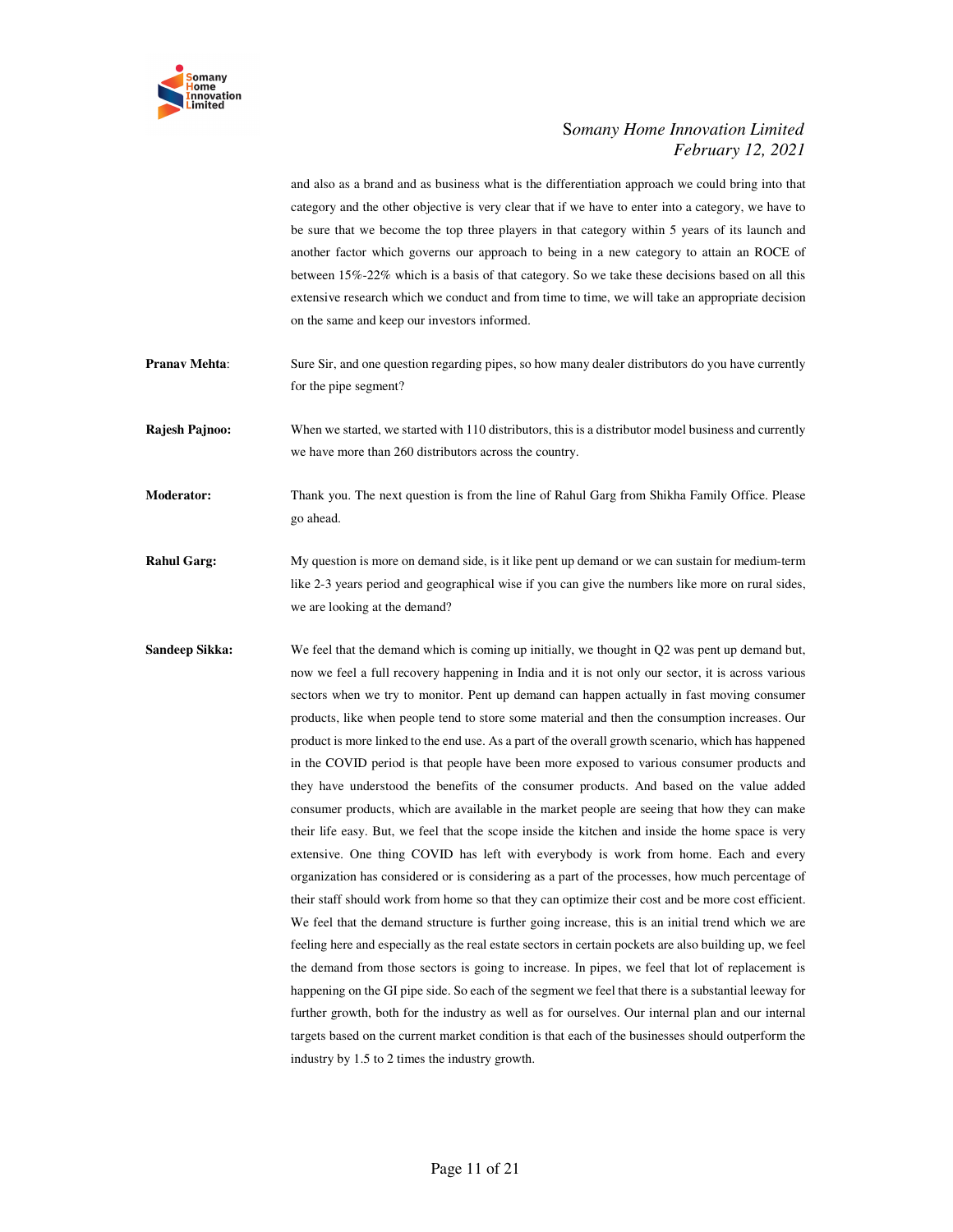and also as a brand and as business what is the differentiation approach we could bring into that category and the other objective is very clear that if we have to enter into a category, we have to be sure that we become the top three players in that category within 5 years of its launch and another factor which governs our approach to being in a new category to attain an ROCE of between 15%-22% which is a basis of that category. So we take these decisions based on all this extensive research which we conduct and from time to time, we will take an appropriate decision on the same and keep our investors informed.

**Pranav Mehta**: Sure Sir, and one question regarding pipes, so how many dealer distributors do you have currently for the pipe segment?

**Rajesh Pajnoo:** When we started, we started with 110 distributors, this is a distributor model business and currently we have more than 260 distributors across the country.

**Moderator:** Thank you. The next question is from the line of Rahul Garg from Shikha Family Office. Please go ahead.

**Rahul Garg:** My question is more on demand side, is it like pent up demand or we can sustain for medium-term like 2-3 years period and geographical wise if you can give the numbers like more on rural sides, we are looking at the demand?

**Sandeep Sikka:** We feel that the demand which is coming up initially, we thought in Q2 was pent up demand but, now we feel a full recovery happening in India and it is not only our sector, it is across various sectors when we try to monitor. Pent up demand can happen actually in fast moving consumer products, like when people tend to store some material and then the consumption increases. Our product is more linked to the end use. As a part of the overall growth scenario, which has happened in the COVID period is that people have been more exposed to various consumer products and they have understood the benefits of the consumer products. And based on the value added consumer products, which are available in the market people are seeing that how they can make their life easy. But, we feel that the scope inside the kitchen and inside the home space is very extensive. One thing COVID has left with everybody is work from home. Each and every organization has considered or is considering as a part of the processes, how much percentage of their staff should work from home so that they can optimize their cost and be more cost efficient. We feel that the demand structure is further going increase, this is an initial trend which we are feeling here and especially as the real estate sectors in certain pockets are also building up, we feel the demand from those sectors is going to increase. In pipes, we feel that lot of replacement is happening on the GI pipe side. So each of the segment we feel that there is a substantial leeway for further growth, both for the industry as well as for ourselves. Our internal plan and our internal targets based on the current market condition is that each of the businesses should outperform the industry by 1.5 to 2 times the industry growth.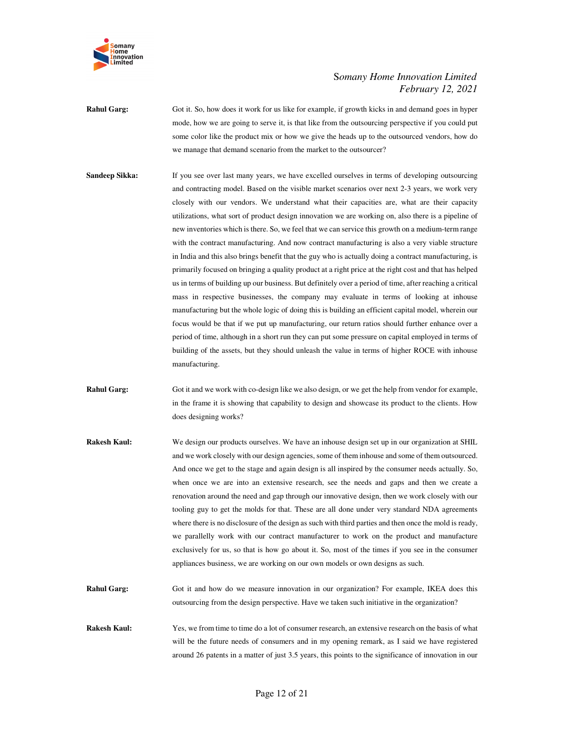**Rahul Garg:** Got it. So, how does it work for us like for example, if growth kicks in and demand goes in hyper mode, how we are going to serve it, is that like from the outsourcing perspective if you could put some color like the product mix or how we give the heads up to the outsourced vendors, how do we manage that demand scenario from the market to the outsourcer?

**Sandeep Sikka:** If you see over last many years, we have excelled ourselves in terms of developing outsourcing and contracting model. Based on the visible market scenarios over next 2-3 years, we work very closely with our vendors. We understand what their capacities are, what are their capacity utilizations, what sort of product design innovation we are working on, also there is a pipeline of new inventories which is there. So, we feel that we can service this growth on a medium-term range with the contract manufacturing. And now contract manufacturing is also a very viable structure in India and this also brings benefit that the guy who is actually doing a contract manufacturing, is primarily focused on bringing a quality product at a right price at the right cost and that has helped us in terms of building up our business. But definitely over a period of time, after reaching a critical mass in respective businesses, the company may evaluate in terms of looking at inhouse manufacturing but the whole logic of doing this is building an efficient capital model, wherein our focus would be that if we put up manufacturing, our return ratios should further enhance over a period of time, although in a short run they can put some pressure on capital employed in terms of building of the assets, but they should unleash the value in terms of higher ROCE with inhouse manufacturing.

**Rahul Garg:** Got it and we work with co-design like we also design, or we get the help from vendor for example, in the frame it is showing that capability to design and showcase its product to the clients. How does designing works?

**Rakesh Kaul:** We design our products ourselves. We have an inhouse design set up in our organization at SHIL and we work closely with our design agencies, some of them inhouse and some of them outsourced. And once we get to the stage and again design is all inspired by the consumer needs actually. So, when once we are into an extensive research, see the needs and gaps and then we create a renovation around the need and gap through our innovative design, then we work closely with our tooling guy to get the molds for that. These are all done under very standard NDA agreements where there is no disclosure of the design as such with third parties and then once the mold is ready, we parallelly work with our contract manufacturer to work on the product and manufacture exclusively for us, so that is how go about it. So, most of the times if you see in the consumer appliances business, we are working on our own models or own designs as such.

**Rahul Garg:** Got it and how do we measure innovation in our organization? For example, IKEA does this outsourcing from the design perspective. Have we taken such initiative in the organization?

**Rakesh Kaul:** Yes, we from time to time do a lot of consumer research, an extensive research on the basis of what will be the future needs of consumers and in my opening remark, as I said we have registered around 26 patents in a matter of just 3.5 years, this points to the significance of innovation in our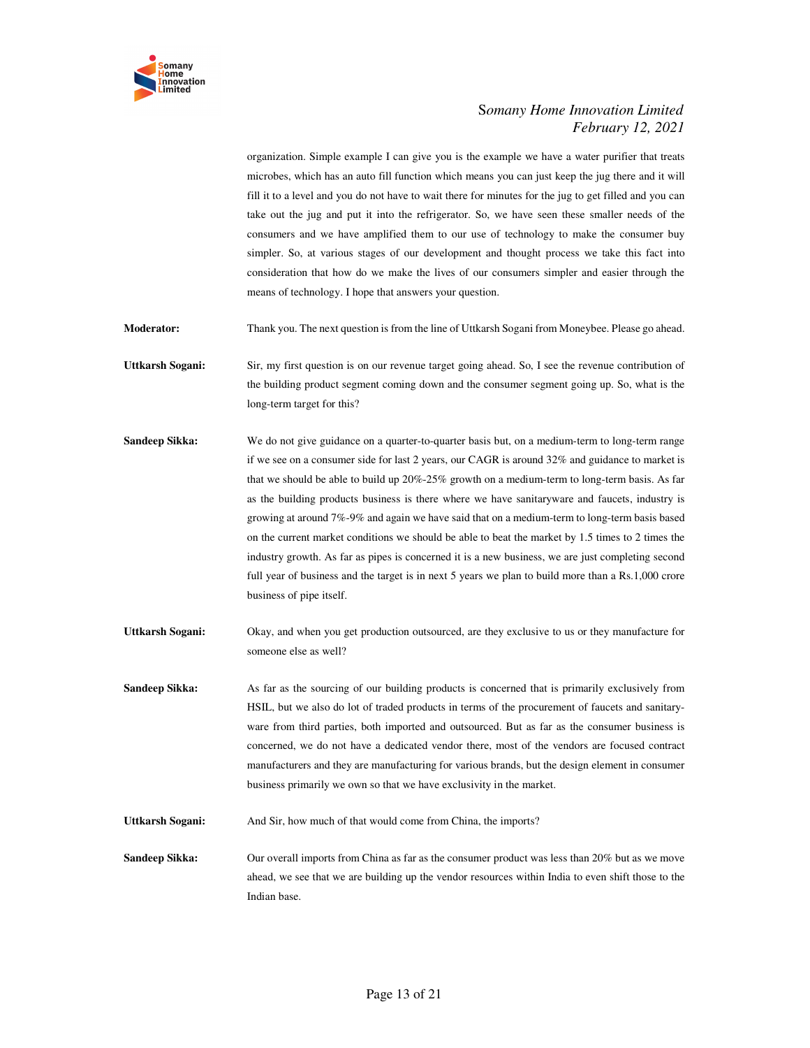organization. Simple example I can give you is the example we have a water purifier that treats microbes, which has an auto fill function which means you can just keep the jug there and it will fill it to a level and you do not have to wait there for minutes for the jug to get filled and you can take out the jug and put it into the refrigerator. So, we have seen these smaller needs of the consumers and we have amplified them to our use of technology to make the consumer buy simpler. So, at various stages of our development and thought process we take this fact into consideration that how do we make the lives of our consumers simpler and easier through the means of technology. I hope that answers your question.

**Moderator:** Thank you. The next question is from the line of Uttkarsh Sogani from Moneybee. Please go ahead.

**Uttkarsh Sogani:** Sir, my first question is on our revenue target going ahead. So, I see the revenue contribution of the building product segment coming down and the consumer segment going up. So, what is the long-term target for this?

**Sandeep Sikka:** We do not give guidance on a quarter-to-quarter basis but, on a medium-term to long-term range if we see on a consumer side for last 2 years, our CAGR is around 32% and guidance to market is that we should be able to build up 20%-25% growth on a medium-term to long-term basis. As far as the building products business is there where we have sanitaryware and faucets, industry is growing at around 7%-9% and again we have said that on a medium-term to long-term basis based on the current market conditions we should be able to beat the market by 1.5 times to 2 times the industry growth. As far as pipes is concerned it is a new business, we are just completing second full year of business and the target is in next 5 years we plan to build more than a Rs.1,000 crore business of pipe itself.

**Uttkarsh Sogani:** Okay, and when you get production outsourced, are they exclusive to us or they manufacture for someone else as well?

**Sandeep Sikka:** As far as the sourcing of our building products is concerned that is primarily exclusively from HSIL, but we also do lot of traded products in terms of the procurement of faucets and sanitary-ware from third parties, both imported and outsourced. But as far as the consumer business is concerned, we do not have a dedicated vendor there, most of the vendors are focused contract manufacturers and they are manufacturing for various brands, but the design element in consumer business primarily we own so that we have exclusivity in the market.

**Uttkarsh Sogani:** And Sir, how much of that would come from China, the imports?

**Sandeep Sikka:** Our overall imports from China as far as the consumer product was less than 20% but as we move ahead, we see that we are building up the vendor resources within India to even shift those to the Indian base.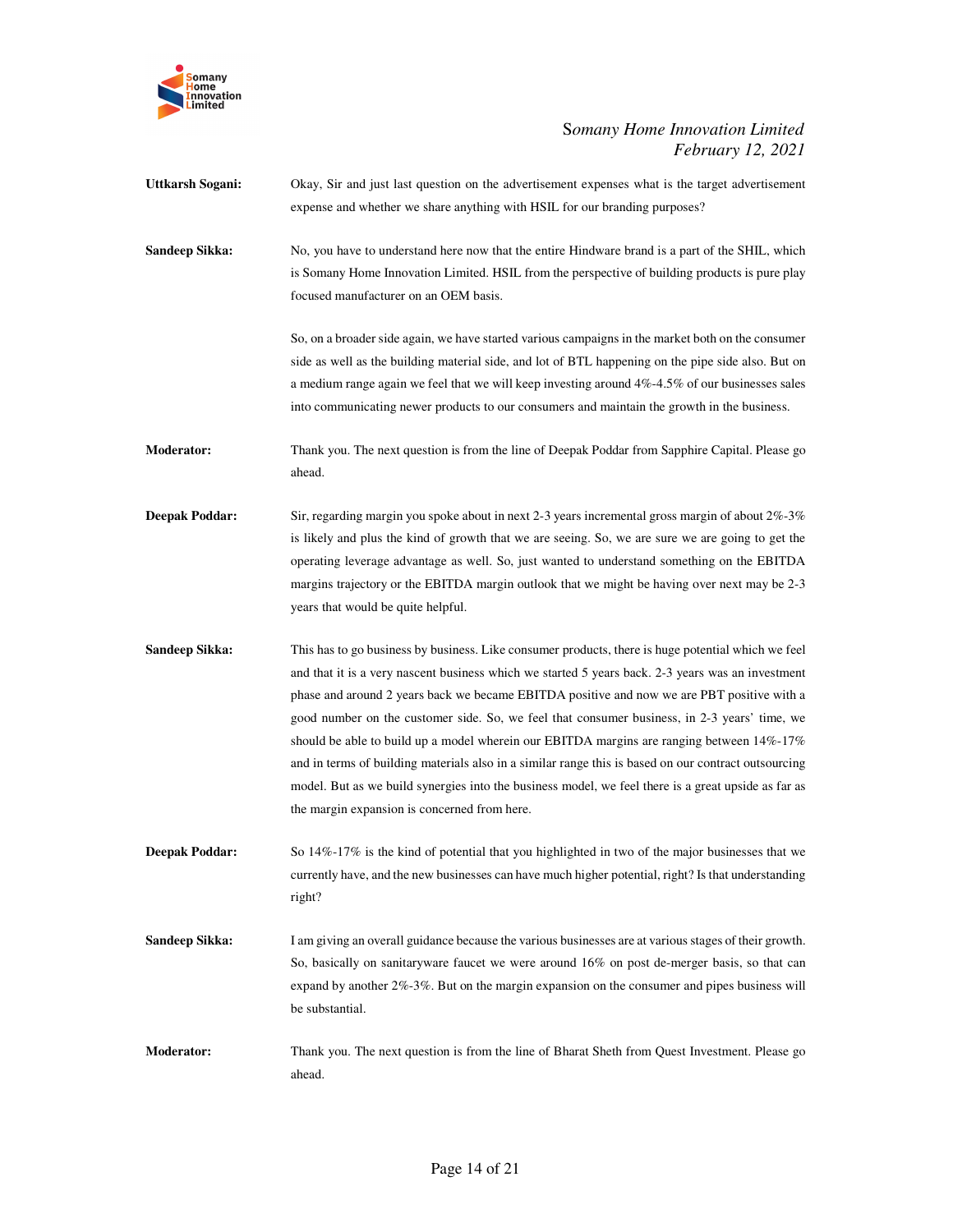**Uttkarsh Sogani:** Okay, Sir and just last question on the advertisement expenses what is the target advertisement expense and whether we share anything with HSIL for our branding purposes?

**Sandeep Sikka:** No, you have to understand here now that the entire Hindware brand is a part of the SHIL, which is Somany Home Innovation Limited. HSIL from the perspective of building products is pure play focused manufacturer on an OEM basis.

So, on a broader side again, we have started various campaigns in the market both on the consumer side as well as the building material side, and lot of BTL happening on the pipe side also. But on a medium range again we feel that we will keep investing around 4%-4.5% of our businesses sales into communicating newer products to our consumers and maintain the growth in the business.

**Moderator:** Thank you. The next question is from the line of Deepak Poddar from Sapphire Capital. Please go ahead.

**Deepak Poddar:** Sir, regarding margin you spoke about in next 2-3 years incremental gross margin of about 2%-3% is likely and plus the kind of growth that we are seeing. So, we are sure we are going to get the operating leverage advantage as well. So, just wanted to understand something on the EBITDA margins trajectory or the EBITDA margin outlook that we might be having over next may be 2-3 years that would be quite helpful.

**Sandeep Sikka:** This has to go business by business. Like consumer products, there is huge potential which we feel and that it is a very nascent business which we started 5 years back. 2-3 years was an investment phase and around 2 years back we became EBITDA positive and now we are PBT positive with a good number on the customer side. So, we feel that consumer business, in 2-3 years' time, we should be able to build up a model wherein our EBITDA margins are ranging between 14%-17% and in terms of building materials also in a similar range this is based on our contract outsourcing model. But as we build synergies into the business model, we feel there is a great upside as far as the margin expansion is concerned from here.

**Deepak Poddar:** So 14%-17% is the kind of potential that you highlighted in two of the major businesses that we currently have, and the new businesses can have much higher potential, right? Is that understanding right?

**Sandeep Sikka:** I am giving an overall guidance because the various businesses are at various stages of their growth. So, basically on sanitaryware faucet we were around 16% on post de-merger basis, so that can expand by another 2%-3%. But on the margin expansion on the consumer and pipes business will be substantial.

**Moderator:** Thank you. The next question is from the line of Bharat Sheth from Quest Investment. Please go ahead.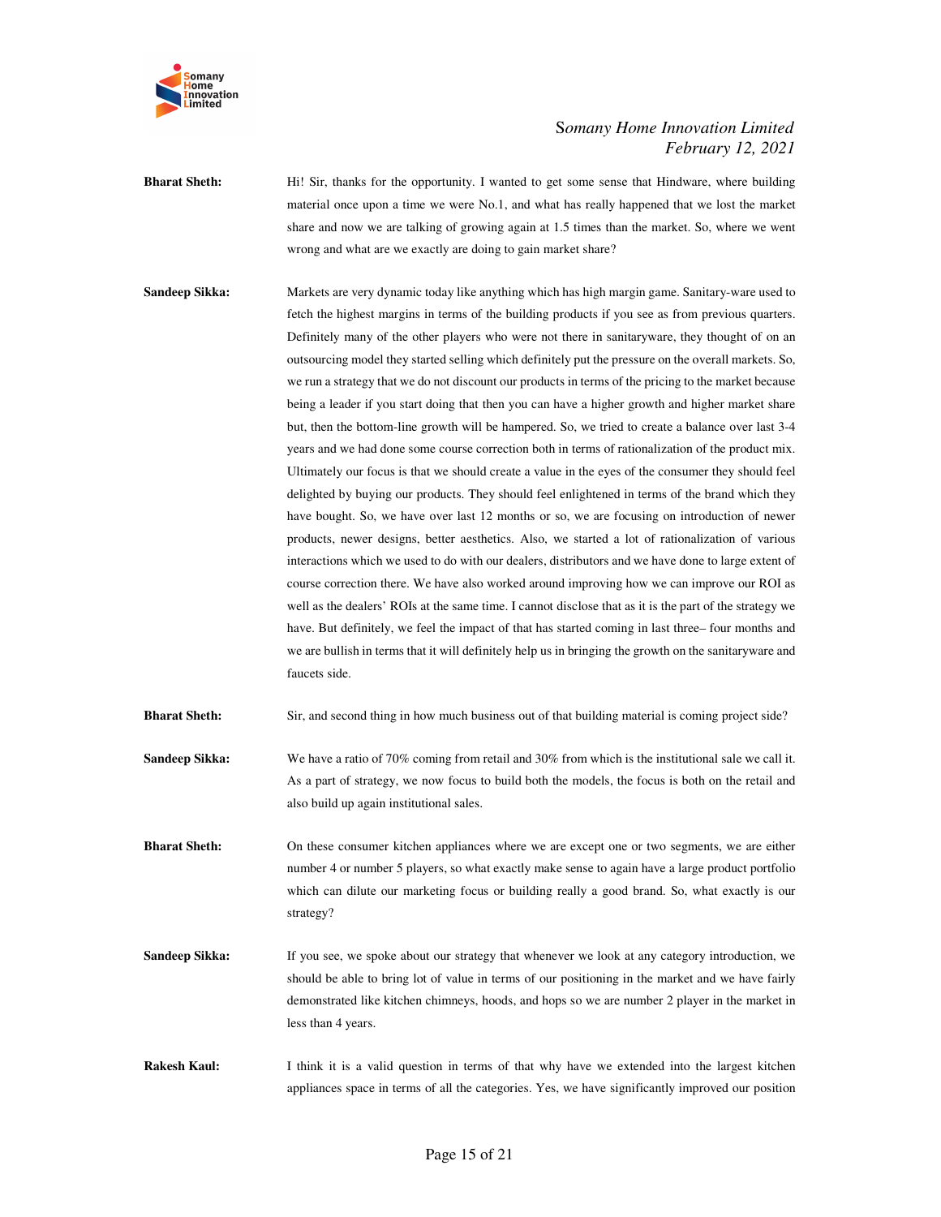**Bharat Sheth:** Hi! Sir, thanks for the opportunity. I wanted to get some sense that Hindware, where building material once upon a time we were No.1, and what has really happened that we lost the market share and now we are talking of growing again at 1.5 times than the market. So, where we went wrong and what are we exactly are doing to gain market share?

**Sandeep Sikka:** Markets are very dynamic today like anything which has high margin game. Sanitary-ware used to fetch the highest margins in terms of the building products if you see as from previous quarters. Definitely many of the other players who were not there in sanitaryware, they thought of on an outsourcing model they started selling which definitely put the pressure on the overall markets. So, we run a strategy that we do not discount our products in terms of the pricing to the market because being a leader if you start doing that then you can have a higher growth and higher market share but, then the bottom-line growth will be hampered. So, we tried to create a balance over last 3-4 years and we had done some course correction both in terms of rationalization of the product mix. Ultimately our focus is that we should create a value in the eyes of the consumer they should feel delighted by buying our products. They should feel enlightened in terms of the brand which they have bought. So, we have over last 12 months or so, we are focusing on introduction of newer products, newer designs, better aesthetics. Also, we started a lot of rationalization of various interactions which we used to do with our dealers, distributors and we have done to large extent of course correction there. We have also worked around improving how we can improve our ROI as well as the dealers' ROIs at the same time. I cannot disclose that as it is the part of the strategy we have. But definitely, we feel the impact of that has started coming in last three– four months and we are bullish in terms that it will definitely help us in bringing the growth on the sanitaryware and faucets side.

**Bharat Sheth:** Sir, and second thing in how much business out of that building material is coming project side?

**Sandeep Sikka:** We have a ratio of 70% coming from retail and 30% from which is the institutional sale we call it. As a part of strategy, we now focus to build both the models, the focus is both on the retail and also build up again institutional sales.

**Bharat Sheth:** On these consumer kitchen appliances where we are except one or two segments, we are either number 4 or number 5 players, so what exactly make sense to again have a large product portfolio which can dilute our marketing focus or building really a good brand. So, what exactly is our strategy?

**Sandeep Sikka:** If you see, we spoke about our strategy that whenever we look at any category introduction, we should be able to bring lot of value in terms of our positioning in the market and we have fairly demonstrated like kitchen chimneys, hoods, and hops so we are number 2 player in the market in less than 4 years.

**Rakesh Kaul:** I think it is a valid question in terms of that why have we extended into the largest kitchen appliances space in terms of all the categories. Yes, we have significantly improved our position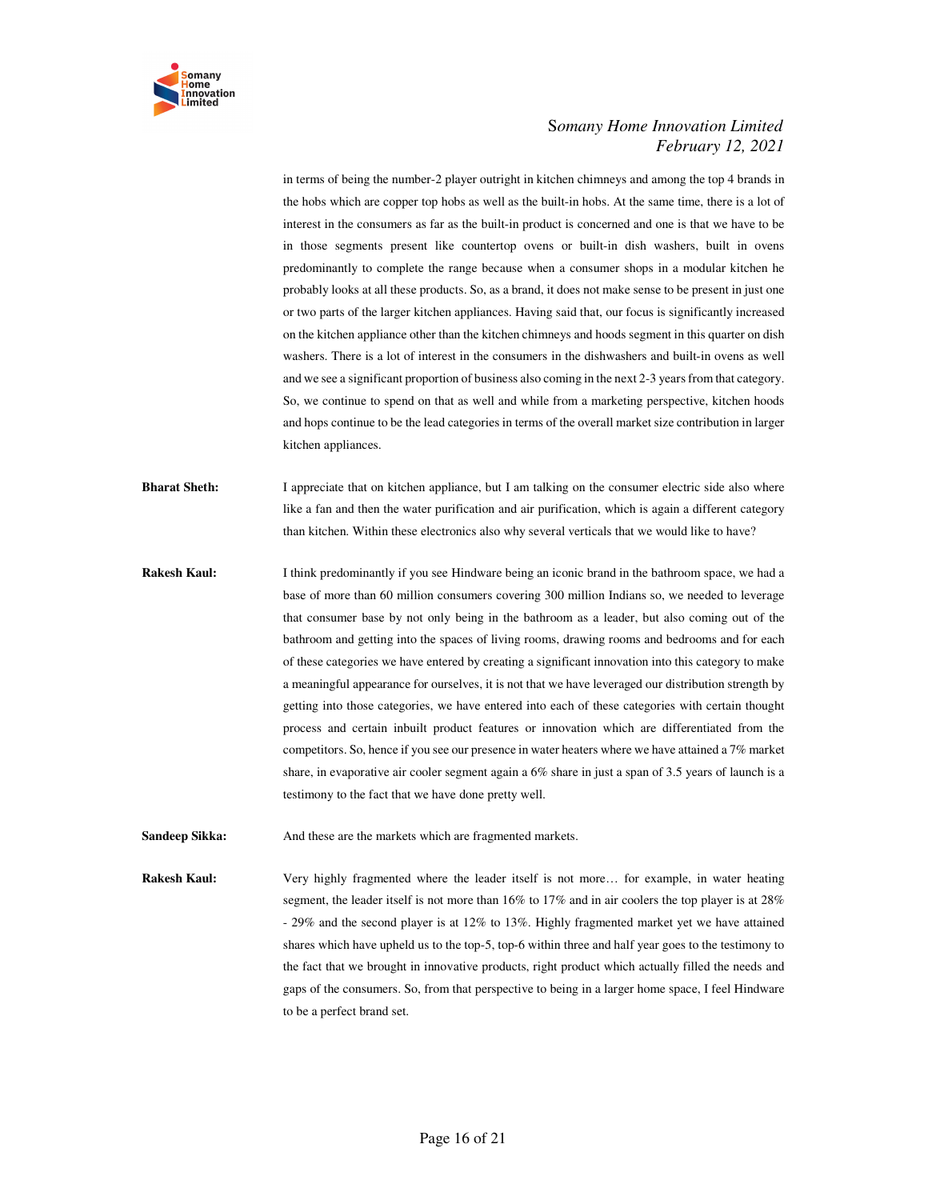in terms of being the number-2 player outright in kitchen chimneys and among the top 4 brands in the hobs which are copper top hobs as well as the built-in hobs. At the same time, there is a lot of interest in the consumers as far as the built-in product is concerned and one is that we have to be in those segments present like countertop ovens or built-in dish washers, built in ovens predominantly to complete the range because when a consumer shops in a modular kitchen he probably looks at all these products. So, as a brand, it does not make sense to be present in just one or two parts of the larger kitchen appliances. Having said that, our focus is significantly increased on the kitchen appliance other than the kitchen chimneys and hoods segment in this quarter on dish washers. There is a lot of interest in the consumers in the dishwashers and built-in ovens as well and we see a significant proportion of business also coming in the next 2-3 years from that category. So, we continue to spend on that as well and while from a marketing perspective, kitchen hoods and hops continue to be the lead categories in terms of the overall market size contribution in larger kitchen appliances.

**Bharat Sheth:** I appreciate that on kitchen appliance, but I am talking on the consumer electric side also where like a fan and then the water purification and air purification, which is again a different category than kitchen. Within these electronics also why several verticals that we would like to have?

**Rakesh Kaul:** I think predominantly if you see Hindware being an iconic brand in the bathroom space, we had a base of more than 60 million consumers covering 300 million Indians so, we needed to leverage that consumer base by not only being in the bathroom as a leader, but also coming out of the bathroom and getting into the spaces of living rooms, drawing rooms and bedrooms and for each of these categories we have entered by creating a significant innovation into this category to make a meaningful appearance for ourselves, it is not that we have leveraged our distribution strength by getting into those categories, we have entered into each of these categories with certain thought process and certain inbuilt product features or innovation which are differentiated from the competitors. So, hence if you see our presence in water heaters where we have attained a 7% market share, in evaporative air cooler segment again a 6% share in just a span of 3.5 years of launch is a testimony to the fact that we have done pretty well.

**Sandeep Sikka:** And these are the markets which are fragmented markets.

**Rakesh Kaul:** Very highly fragmented where the leader itself is not more… for example, in water heating segment, the leader itself is not more than 16% to 17% and in air coolers the top player is at 28% - 29% and the second player is at 12% to 13%. Highly fragmented market yet we have attained shares which have upheld us to the top-5, top-6 within three and half year goes to the testimony to the fact that we brought in innovative products, right product which actually filled the needs and gaps of the consumers. So, from that perspective to being in a larger home space, I feel Hindware to be a perfect brand set.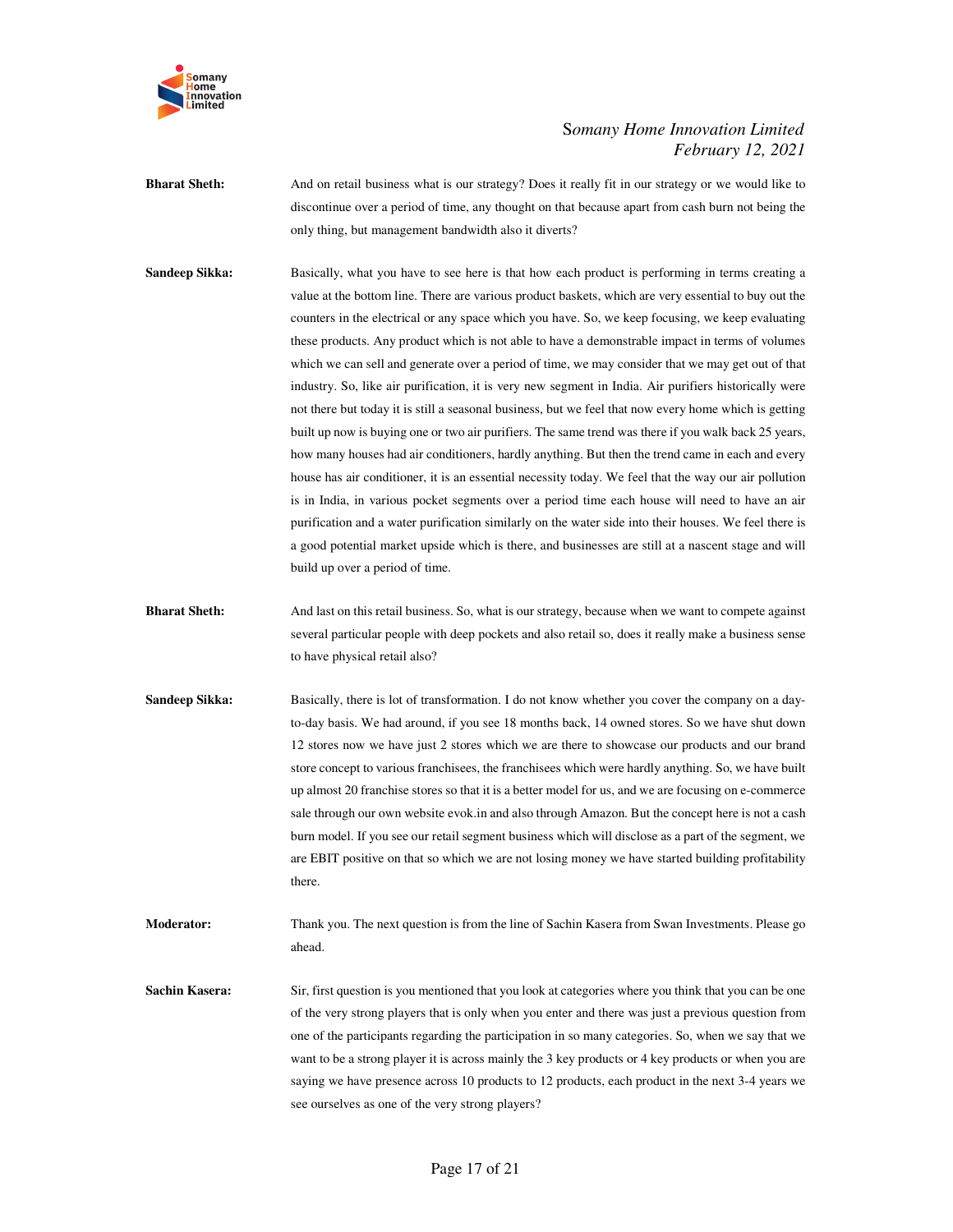**Bharat Sheth:** And on retail business what is our strategy? Does it really fit in our strategy or we would like to discontinue over a period of time, any thought on that because apart from cash burn not being the only thing, but management bandwidth also it diverts?

**Sandeep Sikka:** Basically, what you have to see here is that how each product is performing in terms creating a value at the bottom line. There are various product baskets, which are very essential to buy out the counters in the electrical or any space which you have. So, we keep focusing, we keep evaluating these products. Any product which is not able to have a demonstrable impact in terms of volumes which we can sell and generate over a period of time, we may consider that we may get out of that industry. So, like air purification, it is very new segment in India. Air purifiers historically were not there but today it is still a seasonal business, but we feel that now every home which is getting built up now is buying one or two air purifiers. The same trend was there if you walk back 25 years, how many houses had air conditioners, hardly anything. But then the trend came in each and every house has air conditioner, it is an essential necessity today. We feel that the way our air pollution is in India, in various pocket segments over a period time each house will need to have an air purification and a water purification similarly on the water side into their houses. We feel there is a good potential market upside which is there, and businesses are still at a nascent stage and will build up over a period of time.

**Bharat Sheth:** And last on this retail business. So, what is our strategy, because when we want to compete against several particular people with deep pockets and also retail so, does it really make a business sense to have physical retail also?

**Sandeep Sikka:** Basically, there is lot of transformation. I do not know whether you cover the company on a day-to-day basis. We had around, if you see 18 months back, 14 owned stores. So we have shut down 12 stores now we have just 2 stores which we are there to showcase our products and our brand store concept to various franchisees, the franchisees which were hardly anything. So, we have built up almost 20 franchise stores so that it is a better model for us, and we are focusing on e-commerce sale through our own website evok.in and also through Amazon. But the concept here is not a cash burn model. If you see our retail segment business which will disclose as a part of the segment, we are EBIT positive on that so which we are not losing money we have started building profitability there.

**Moderator:** Thank you. The next question is from the line of Sachin Kasera from Swan Investments. Please go ahead.

**Sachin Kasera:** Sir, first question is you mentioned that you look at categories where you think that you can be one of the very strong players that is only when you enter and there was just a previous question from one of the participants regarding the participation in so many categories. So, when we say that we want to be a strong player it is across mainly the 3 key products or 4 key products or when you are saying we have presence across 10 products to 12 products, each product in the next 3-4 years we see ourselves as one of the very strong players?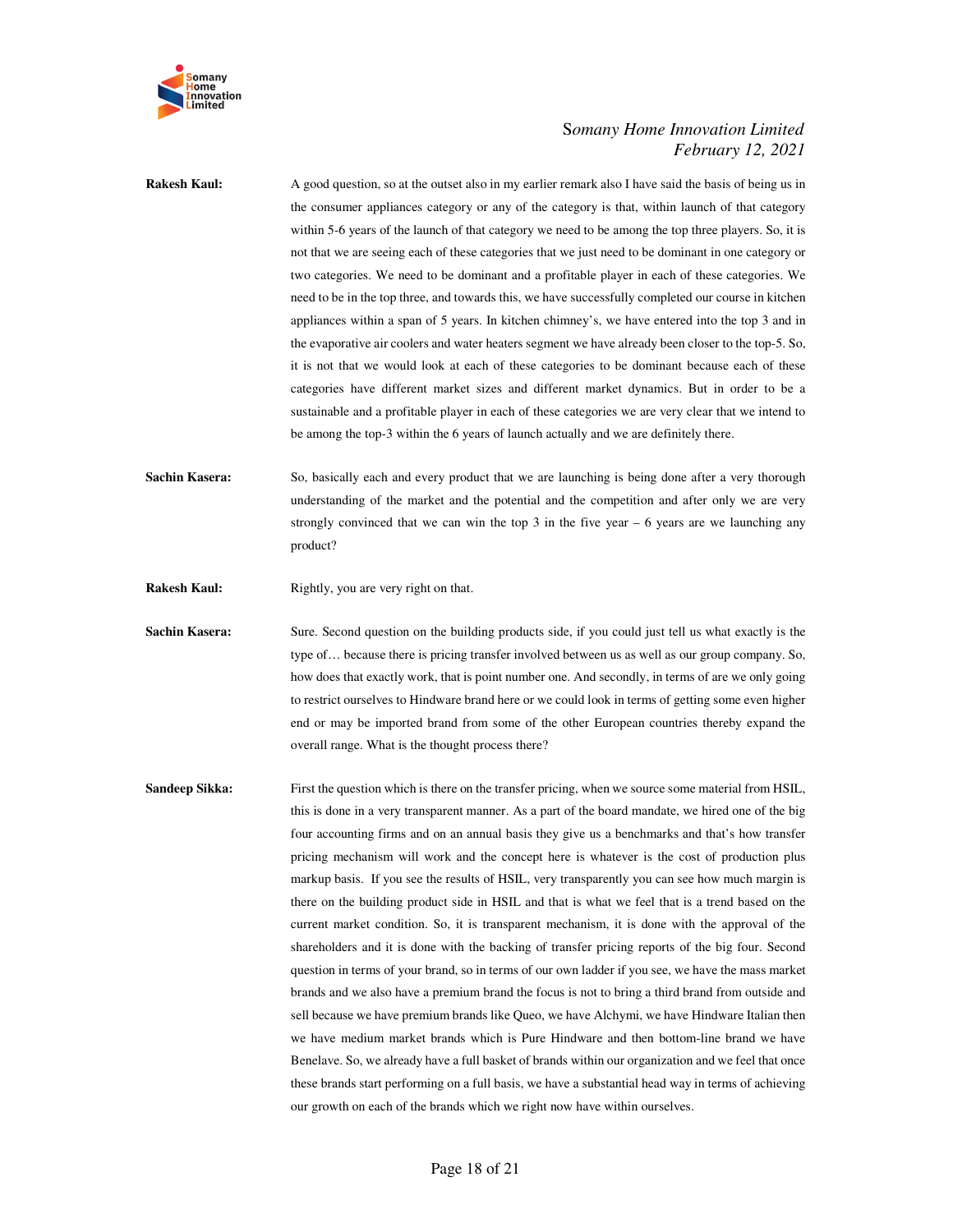**Rakesh Kaul:** A good question, so at the outset also in my earlier remark also I have said the basis of being us in the consumer appliances category or any of the category is that, within launch of that category within 5-6 years of the launch of that category we need to be among the top three players. So, it is not that we are seeing each of these categories that we just need to be dominant in one category or two categories. We need to be dominant and a profitable player in each of these categories. We need to be in the top three, and towards this, we have successfully completed our course in kitchen appliances within a span of 5 years. In kitchen chimney's, we have entered into the top 3 and in the evaporative air coolers and water heaters segment we have already been closer to the top-5. So, it is not that we would look at each of these categories to be dominant because each of these categories have different market sizes and different market dynamics. But in order to be a sustainable and a profitable player in each of these categories we are very clear that we intend to be among the top-3 within the 6 years of launch actually and we are definitely there.

**Sachin Kasera:** So, basically each and every product that we are launching is being done after a very thorough understanding of the market and the potential and the competition and after only we are very strongly convinced that we can win the top 3 in the five year – 6 years are we launching any product?

**Rakesh Kaul:** Rightly, you are very right on that.

**Sachin Kasera:** Sure. Second question on the building products side, if you could just tell us what exactly is the type of… because there is pricing transfer involved between us as well as our group company. So, how does that exactly work, that is point number one. And secondly, in terms of are we only going to restrict ourselves to Hindware brand here or we could look in terms of getting some even higher end or may be imported brand from some of the other European countries thereby expand the overall range. What is the thought process there?

**Sandeep Sikka:** First the question which is there on the transfer pricing, when we source some material from HSIL, this is done in a very transparent manner. As a part of the board mandate, we hired one of the big four accounting firms and on an annual basis they give us a benchmarks and that's how transfer pricing mechanism will work and the concept here is whatever is the cost of production plus markup basis. If you see the results of HSIL, very transparently you can see how much margin is there on the building product side in HSIL and that is what we feel that is a trend based on the current market condition. So, it is transparent mechanism, it is done with the approval of the shareholders and it is done with the backing of transfer pricing reports of the big four. Second question in terms of your brand, so in terms of our own ladder if you see, we have the mass market brands and we also have a premium brand the focus is not to bring a third brand from outside and sell because we have premium brands like Queo, we have Alchymi, we have Hindware Italian then we have medium market brands which is Pure Hindware and then bottom-line brand we have Benelave. So, we already have a full basket of brands within our organization and we feel that once these brands start performing on a full basis, we have a substantial head way in terms of achieving our growth on each of the brands which we right now have within ourselves.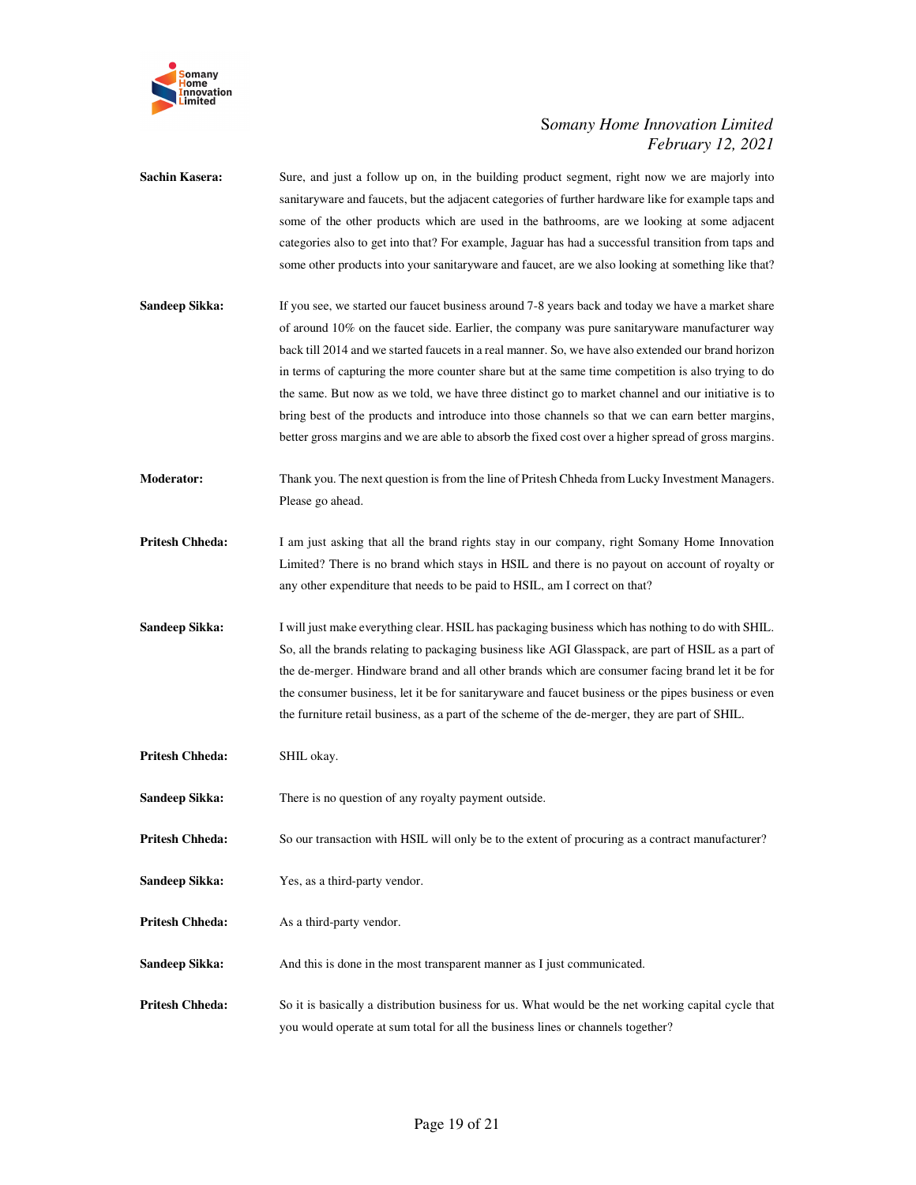**Sachin Kasera:** Sure, and just a follow up on, in the building product segment, right now we are majorly into sanitaryware and faucets, but the adjacent categories of further hardware like for example taps and some of the other products which are used in the bathrooms, are we looking at some adjacent categories also to get into that? For example, Jaguar has had a successful transition from taps and some other products into your sanitaryware and faucet, are we also looking at something like that?

**Sandeep Sikka:** If you see, we started our faucet business around 7-8 years back and today we have a market share of around 10% on the faucet side. Earlier, the company was pure sanitaryware manufacturer way back till 2014 and we started faucets in a real manner. So, we have also extended our brand horizon in terms of capturing the more counter share but at the same time competition is also trying to do the same. But now as we told, we have three distinct go to market channel and our initiative is to bring best of the products and introduce into those channels so that we can earn better margins, better gross margins and we are able to absorb the fixed cost over a higher spread of gross margins.

**Moderator:** Thank you. The next question is from the line of Pritesh Chheda from Lucky Investment Managers. Please go ahead.

**Pritesh Chheda:** I am just asking that all the brand rights stay in our company, right Somany Home Innovation Limited? There is no brand which stays in HSIL and there is no payout on account of royalty or any other expenditure that needs to be paid to HSIL, am I correct on that?

**Sandeep Sikka:** I will just make everything clear. HSIL has packaging business which has nothing to do with SHIL. So, all the brands relating to packaging business like AGI Glasspack, are part of HSIL as a part of the de-merger. Hindware brand and all other brands which are consumer facing brand let it be for the consumer business, let it be for sanitaryware and faucet business or the pipes business or even the furniture retail business, as a part of the scheme of the de-merger, they are part of SHIL.

**Pritesh Chheda:** SHIL okay.

**Sandeep Sikka:** There is no question of any royalty payment outside.

**Pritesh Chheda:** So our transaction with HSIL will only be to the extent of procuring as a contract manufacturer?

**Sandeep Sikka:** Yes, as a third-party vendor.

**Pritesh Chheda:** As a third-party vendor.

**Sandeep Sikka:** And this is done in the most transparent manner as I just communicated.

**Pritesh Chheda:** So it is basically a distribution business for us. What would be the net working capital cycle that you would operate at sum total for all the business lines or channels together?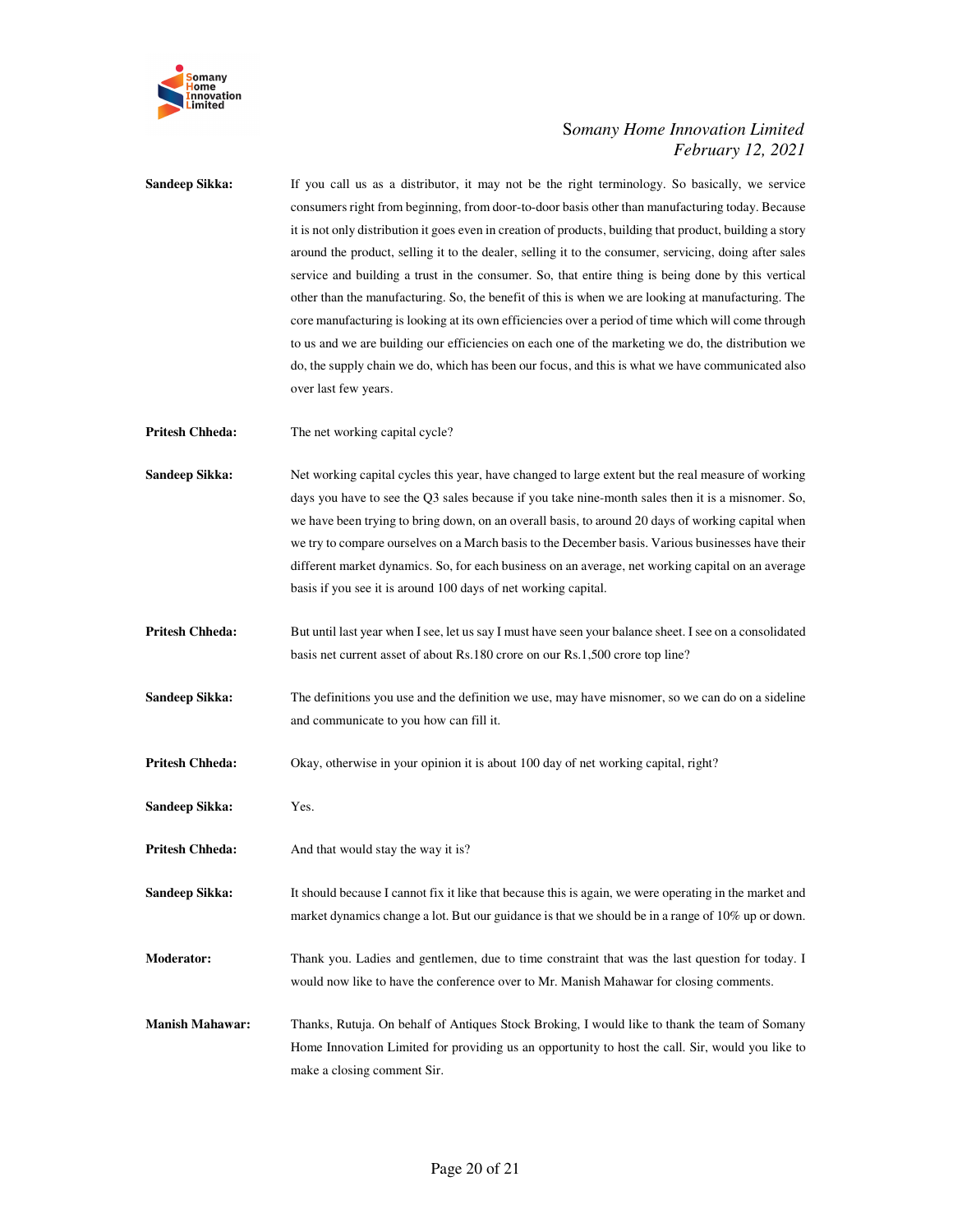**Sandeep Sikka:** If you call us as a distributor, it may not be the right terminology. So basically, we service consumers right from beginning, from door-to-door basis other than manufacturing today. Because it is not only distribution it goes even in creation of products, building that product, building a story around the product, selling it to the dealer, selling it to the consumer, servicing, doing after sales service and building a trust in the consumer. So, that entire thing is being done by this vertical other than the manufacturing. So, the benefit of this is when we are looking at manufacturing. The core manufacturing is looking at its own efficiencies over a period of time which will come through to us and we are building our efficiencies on each one of the marketing we do, the distribution we do, the supply chain we do, which has been our focus, and this is what we have communicated also over last few years.

**Pritesh Chheda:** The net working capital cycle?

**Sandeep Sikka:** Net working capital cycles this year, have changed to large extent but the real measure of working days you have to see the Q3 sales because if you take nine-month sales then it is a misnomer. So, we have been trying to bring down, on an overall basis, to around 20 days of working capital when we try to compare ourselves on a March basis to the December basis. Various businesses have their different market dynamics. So, for each business on an average, net working capital on an average basis if you see it is around 100 days of net working capital.

**Pritesh Chheda:** But until last year when I see, let us say I must have seen your balance sheet. I see on a consolidated basis net current asset of about Rs.180 crore on our Rs.1,500 crore top line?

**Sandeep Sikka:** The definitions you use and the definition we use, may have misnomer, so we can do on a sideline and communicate to you how can fill it.

**Pritesh Chheda:** Okay, otherwise in your opinion it is about 100 day of net working capital, right?

**Sandeep Sikka:** Yes.

**Pritesh Chheda:** And that would stay the way it is?

**Sandeep Sikka:** It should because I cannot fix it like that because this is again, we were operating in the market and market dynamics change a lot. But our guidance is that we should be in a range of 10% up or down.

**Moderator:** Thank you. Ladies and gentlemen, due to time constraint that was the last question for today. I would now like to have the conference over to Mr. Manish Mahawar for closing comments.

**Manish Mahawar:** Thanks, Rutuja. On behalf of Antiques Stock Broking, I would like to thank the team of Somany Home Innovation Limited for providing us an opportunity to host the call. Sir, would you like to make a closing comment Sir.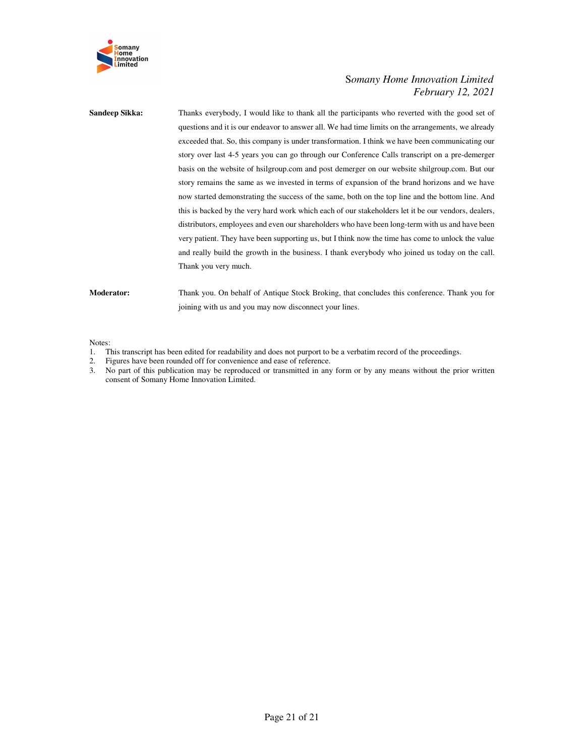**Sandeep Sikka:** Thanks everybody, I would like to thank all the participants who reverted with the good set of questions and it is our endeavor to answer all. We had time limits on the arrangements, we already exceeded that. So, this company is under transformation. I think we have been communicating our story over last 4-5 years you can go through our Conference Calls transcript on a pre-demerger basis on the website of hsilgroup.com and post demerger on our website shilgroup.com. But our story remains the same as we invested in terms of expansion of the brand horizons and we have now started demonstrating the success of the same, both on the top line and the bottom line. And this is backed by the very hard work which each of our stakeholders let it be our vendors, dealers, distributors, employees and even our shareholders who have been long-term with us and have been very patient. They have been supporting us, but I think now the time has come to unlock the value and really build the growth in the business. I thank everybody who joined us today on the call. Thank you very much.

**Moderator:** Thank you. On behalf of Antique Stock Broking, that concludes this conference. Thank you for joining with us and you may now disconnect your lines.

Notes:

1. This transcript has been edited for readability and does not purport to be a verbatim record of the proceedings.
2. Figures have been rounded off for convenience and ease of reference.
3. No part of this publication may be reproduced or transmitted in any form or by any means without the prior written consent of Somany Home Innovation Limited.